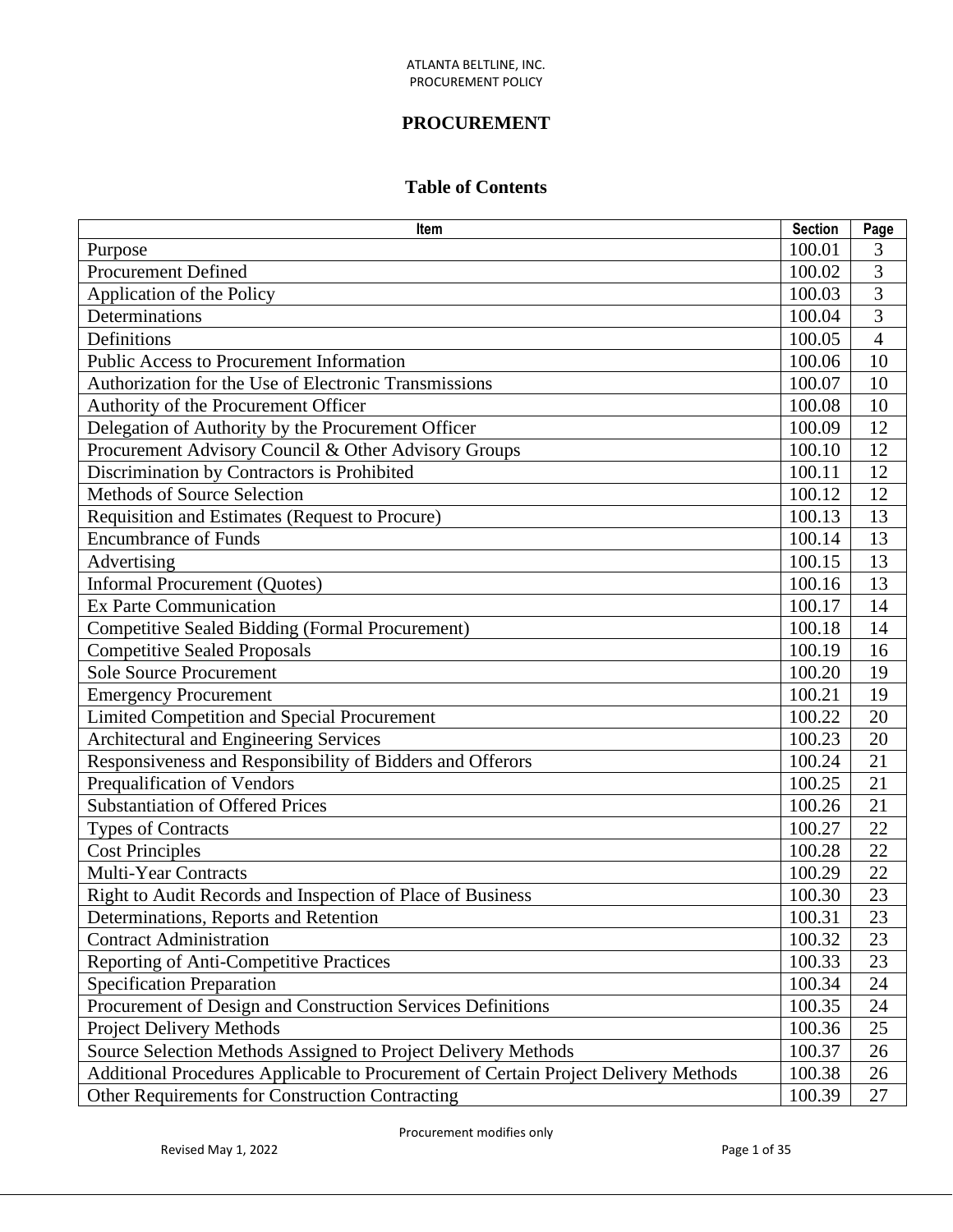# PROCUREMENT

## Table of Contents

| Item | Section | Page |
|---|---|---|
| Purpose | 100.01 | 3 |
| Procurement Defined | 100.02 | 3 |
| Application of the Policy | 100.03 | 3 |
| Determinations | 100.04 | 3 |
| Definitions | 100.05 | 4 |
| Public Access to Procurement Information | 100.06 | 10 |
| Authorization for the Use of Electronic Transmissions | 100.07 | 10 |
| Authority of the Procurement Officer | 100.08 | 10 |
| Delegation of Authority by the Procurement Officer | 100.09 | 12 |
| Procurement Advisory Council & Other Advisory Groups | 100.10 | 12 |
| Discrimination by Contractors is Prohibited | 100.11 | 12 |
| Methods of Source Selection | 100.12 | 12 |
| Requisition and Estimates (Request to Procure) | 100.13 | 13 |
| Encumbrance of Funds | 100.14 | 13 |
| Advertising | 100.15 | 13 |
| Informal Procurement (Quotes) | 100.16 | 13 |
| Ex Parte Communication | 100.17 | 14 |
| Competitive Sealed Bidding (Formal Procurement) | 100.18 | 14 |
| Competitive Sealed Proposals | 100.19 | 16 |
| Sole Source Procurement | 100.20 | 19 |
| Emergency Procurement | 100.21 | 19 |
| Limited Competition and Special Procurement | 100.22 | 20 |
| Architectural and Engineering Services | 100.23 | 20 |
| Responsiveness and Responsibility of Bidders and Offerors | 100.24 | 21 |
| Prequalification of Vendors | 100.25 | 21 |
| Substantiation of Offered Prices | 100.26 | 21 |
| Types of Contracts | 100.27 | 22 |
| Cost Principles | 100.28 | 22 |
| Multi-Year Contracts | 100.29 | 22 |
| Right to Audit Records and Inspection of Place of Business | 100.30 | 23 |
| Determinations, Reports and Retention | 100.31 | 23 |
| Contract Administration | 100.32 | 23 |
| Reporting of Anti-Competitive Practices | 100.33 | 23 |
| Specification Preparation | 100.34 | 24 |
| Procurement of Design and Construction Services Definitions | 100.35 | 24 |
| Project Delivery Methods | 100.36 | 25 |
| Source Selection Methods Assigned to Project Delivery Methods | 100.37 | 26 |
| Additional Procedures Applicable to Procurement of Certain Project Delivery Methods | 100.38 | 26 |
| Other Requirements for Construction Contracting | 100.39 | 27 |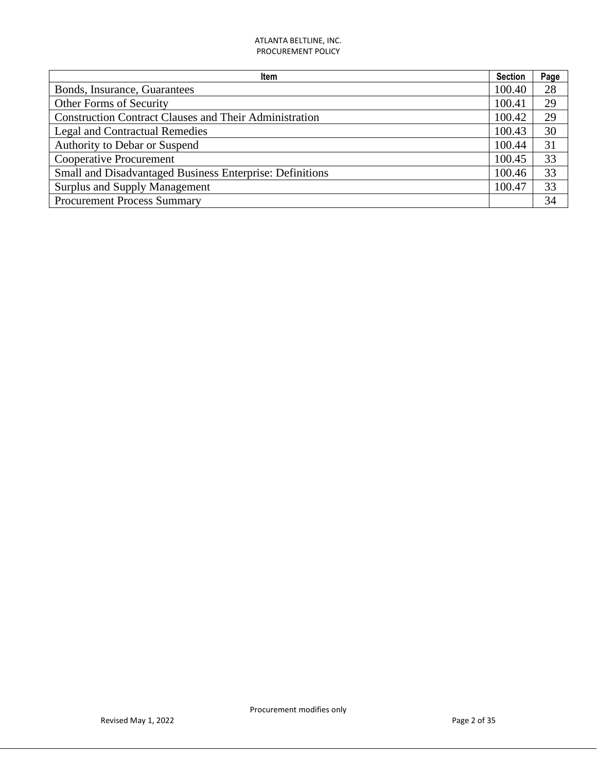| Item | Section | Page |
| --- | --- | --- |
| Bonds, Insurance, Guarantees | 100.40 | 28 |
| Other Forms of Security | 100.41 | 29 |
| Construction Contract Clauses and Their Administration | 100.42 | 29 |
| Legal and Contractual Remedies | 100.43 | 30 |
| Authority to Debar or Suspend | 100.44 | 31 |
| Cooperative Procurement | 100.45 | 33 |
| Small and Disadvantaged Business Enterprise: Definitions | 100.46 | 33 |
| Surplus and Supply Management | 100.47 | 33 |
| Procurement Process Summary | | 34 |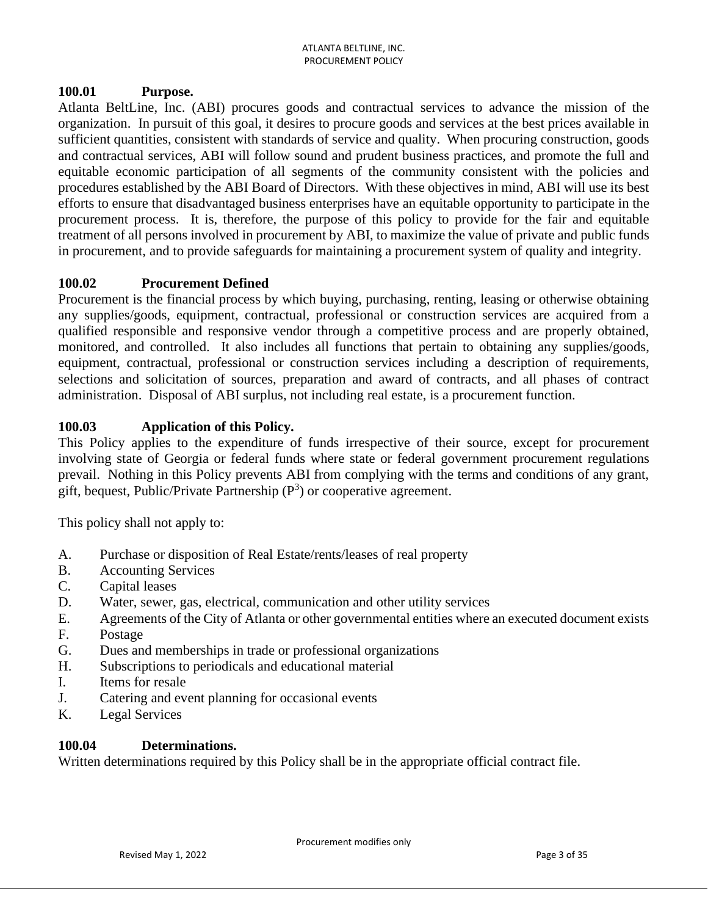### 100.01 Purpose.

Atlanta BeltLine, Inc. (ABI) procures goods and contractual services to advance the mission of the organization. In pursuit of this goal, it desires to procure goods and services at the best prices available in sufficient quantities, consistent with standards of service and quality. When procuring construction, goods and contractual services, ABI will follow sound and prudent business practices, and promote the full and equitable economic participation of all segments of the community consistent with the policies and procedures established by the ABI Board of Directors. With these objectives in mind, ABI will use its best efforts to ensure that disadvantaged business enterprises have an equitable opportunity to participate in the procurement process. It is, therefore, the purpose of this policy to provide for the fair and equitable treatment of all persons involved in procurement by ABI, to maximize the value of private and public funds in procurement, and to provide safeguards for maintaining a procurement system of quality and integrity.

### 100.02 Procurement Defined

Procurement is the financial process by which buying, purchasing, renting, leasing or otherwise obtaining any supplies/goods, equipment, contractual, professional or construction services are acquired from a qualified responsible and responsive vendor through a competitive process and are properly obtained, monitored, and controlled. It also includes all functions that pertain to obtaining any supplies/goods, equipment, contractual, professional or construction services including a description of requirements, selections and solicitation of sources, preparation and award of contracts, and all phases of contract administration. Disposal of ABI surplus, not including real estate, is a procurement function.

### 100.03 Application of this Policy.

This Policy applies to the expenditure of funds irrespective of their source, except for procurement involving state of Georgia or federal funds where state or federal government procurement regulations prevail. Nothing in this Policy prevents ABI from complying with the terms and conditions of any grant, gift, bequest, Public/Private Partnership ($P^3$) or cooperative agreement.

This policy shall not apply to:

A. Purchase or disposition of Real Estate/rents/leases of real property
B. Accounting Services
C. Capital leases
D. Water, sewer, gas, electrical, communication and other utility services
E. Agreements of the City of Atlanta or other governmental entities where an executed document exists
F. Postage
G. Dues and memberships in trade or professional organizations
H. Subscriptions to periodicals and educational material
I. Items for resale
J. Catering and event planning for occasional events
K. Legal Services

### 100.04 Determinations.

Written determinations required by this Policy shall be in the appropriate official contract file.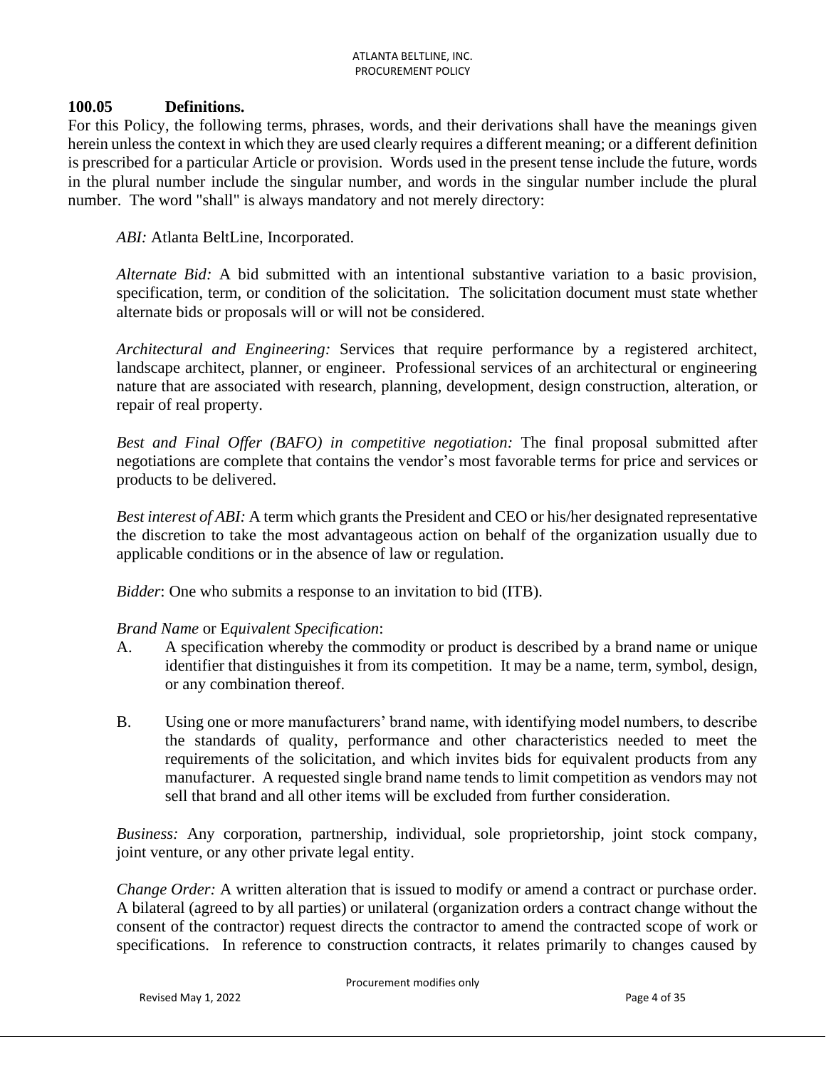### 100.05 Definitions.

For this Policy, the following terms, phrases, words, and their derivations shall have the meanings given herein unless the context in which they are used clearly requires a different meaning; or a different definition is prescribed for a particular Article or provision. Words used in the present tense include the future, words in the plural number include the singular number, and words in the singular number include the plural number. The word "shall" is always mandatory and not merely directory:

*ABI:* Atlanta BeltLine, Incorporated.

*Alternate Bid:* A bid submitted with an intentional substantive variation to a basic provision, specification, term, or condition of the solicitation. The solicitation document must state whether alternate bids or proposals will or will not be considered.

*Architectural and Engineering:* Services that require performance by a registered architect, landscape architect, planner, or engineer. Professional services of an architectural or engineering nature that are associated with research, planning, development, design construction, alteration, or repair of real property.

*Best and Final Offer (BAFO) in competitive negotiation:* The final proposal submitted after negotiations are complete that contains the vendor's most favorable terms for price and services or products to be delivered.

*Best interest of ABI:* A term which grants the President and CEO or his/her designated representative the discretion to take the most advantageous action on behalf of the organization usually due to applicable conditions or in the absence of law or regulation.

*Bidder*: One who submits a response to an invitation to bid (ITB).

*Brand Name* or E*quivalent Specification*:

A. A specification whereby the commodity or product is described by a brand name or unique identifier that distinguishes it from its competition. It may be a name, term, symbol, design, or any combination thereof.

B. Using one or more manufacturers' brand name, with identifying model numbers, to describe the standards of quality, performance and other characteristics needed to meet the requirements of the solicitation, and which invites bids for equivalent products from any manufacturer. A requested single brand name tends to limit competition as vendors may not sell that brand and all other items will be excluded from further consideration.

*Business:* Any corporation, partnership, individual, sole proprietorship, joint stock company, joint venture, or any other private legal entity.

*Change Order:* A written alteration that is issued to modify or amend a contract or purchase order. A bilateral (agreed to by all parties) or unilateral (organization orders a contract change without the consent of the contractor) request directs the contractor to amend the contracted scope of work or specifications. In reference to construction contracts, it relates primarily to changes caused by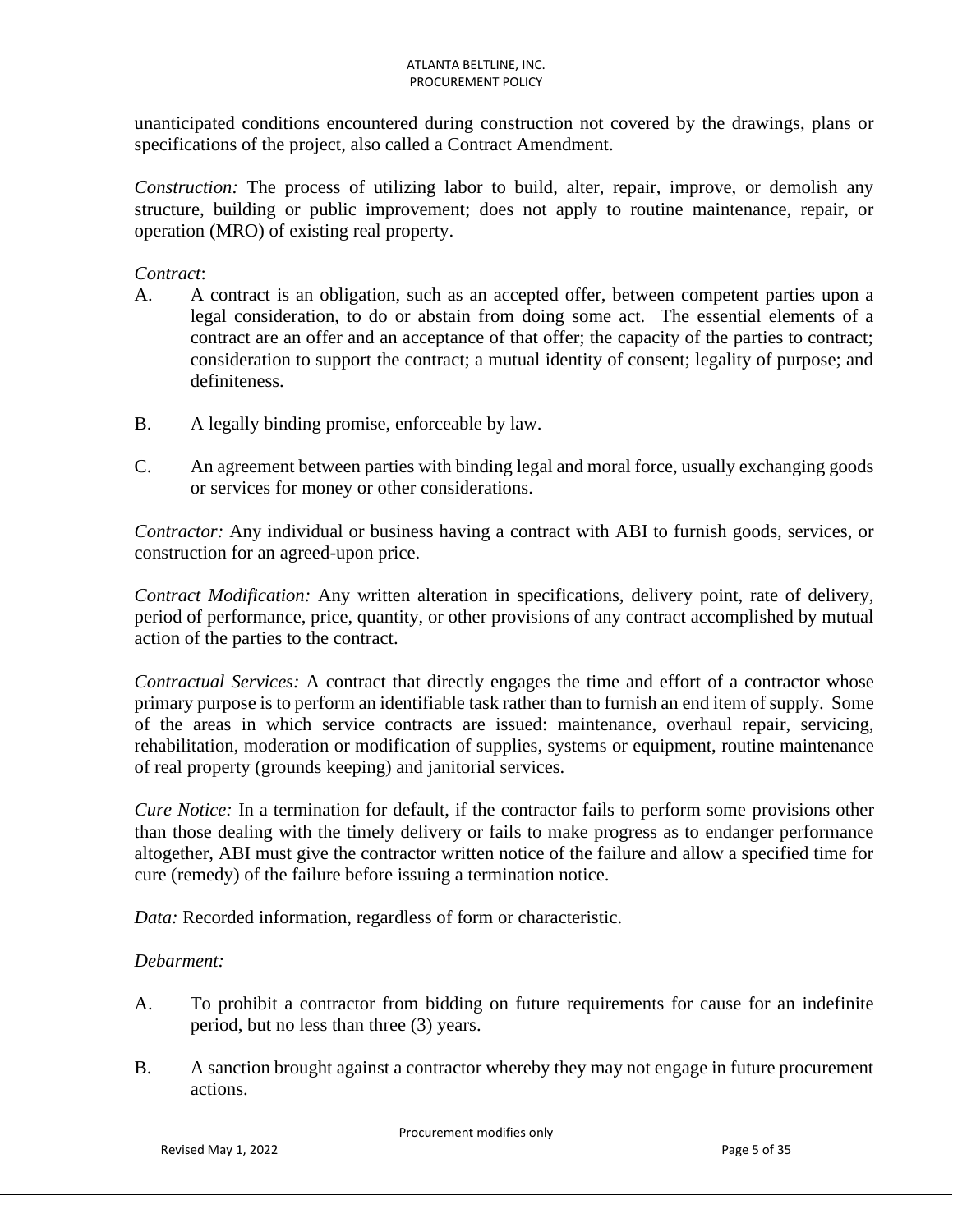unanticipated conditions encountered during construction not covered by the drawings, plans or specifications of the project, also called a Contract Amendment.

*Construction:* The process of utilizing labor to build, alter, repair, improve, or demolish any structure, building or public improvement; does not apply to routine maintenance, repair, or operation (MRO) of existing real property.

*Contract*:

A. A contract is an obligation, such as an accepted offer, between competent parties upon a legal consideration, to do or abstain from doing some act. The essential elements of a contract are an offer and an acceptance of that offer; the capacity of the parties to contract; consideration to support the contract; a mutual identity of consent; legality of purpose; and definiteness.

B. A legally binding promise, enforceable by law.

C. An agreement between parties with binding legal and moral force, usually exchanging goods or services for money or other considerations.

*Contractor:* Any individual or business having a contract with ABI to furnish goods, services, or construction for an agreed-upon price.

*Contract Modification:* Any written alteration in specifications, delivery point, rate of delivery, period of performance, price, quantity, or other provisions of any contract accomplished by mutual action of the parties to the contract.

*Contractual Services:* A contract that directly engages the time and effort of a contractor whose primary purpose is to perform an identifiable task rather than to furnish an end item of supply. Some of the areas in which service contracts are issued: maintenance, overhaul repair, servicing, rehabilitation, moderation or modification of supplies, systems or equipment, routine maintenance of real property (grounds keeping) and janitorial services.

*Cure Notice:* In a termination for default, if the contractor fails to perform some provisions other than those dealing with the timely delivery or fails to make progress as to endanger performance altogether, ABI must give the contractor written notice of the failure and allow a specified time for cure (remedy) of the failure before issuing a termination notice.

*Data:* Recorded information, regardless of form or characteristic.

*Debarment:*

A. To prohibit a contractor from bidding on future requirements for cause for an indefinite period, but no less than three (3) years.

B. A sanction brought against a contractor whereby they may not engage in future procurement actions.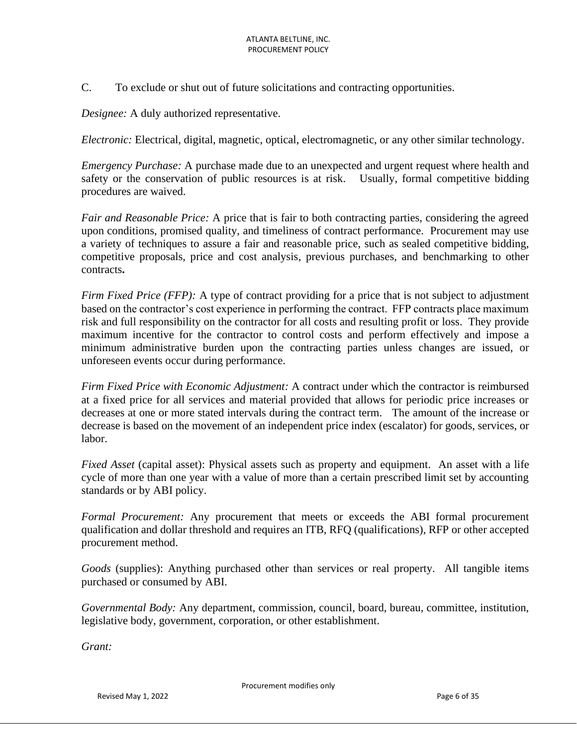C. To exclude or shut out of future solicitations and contracting opportunities.

*Designee:* A duly authorized representative.

*Electronic:* Electrical, digital, magnetic, optical, electromagnetic, or any other similar technology.

*Emergency Purchase:* A purchase made due to an unexpected and urgent request where health and safety or the conservation of public resources is at risk. Usually, formal competitive bidding procedures are waived.

*Fair and Reasonable Price:* A price that is fair to both contracting parties, considering the agreed upon conditions, promised quality, and timeliness of contract performance. Procurement may use a variety of techniques to assure a fair and reasonable price, such as sealed competitive bidding, competitive proposals, price and cost analysis, previous purchases, and benchmarking to other contracts**.**

*Firm Fixed Price (FFP):* A type of contract providing for a price that is not subject to adjustment based on the contractor's cost experience in performing the contract. FFP contracts place maximum risk and full responsibility on the contractor for all costs and resulting profit or loss. They provide maximum incentive for the contractor to control costs and perform effectively and impose a minimum administrative burden upon the contracting parties unless changes are issued, or unforeseen events occur during performance.

*Firm Fixed Price with Economic Adjustment:* A contract under which the contractor is reimbursed at a fixed price for all services and material provided that allows for periodic price increases or decreases at one or more stated intervals during the contract term. The amount of the increase or decrease is based on the movement of an independent price index (escalator) for goods, services, or labor.

*Fixed Asset* (capital asset): Physical assets such as property and equipment. An asset with a life cycle of more than one year with a value of more than a certain prescribed limit set by accounting standards or by ABI policy.

*Formal Procurement:* Any procurement that meets or exceeds the ABI formal procurement qualification and dollar threshold and requires an ITB, RFQ (qualifications), RFP or other accepted procurement method.

*Goods* (supplies): Anything purchased other than services or real property. All tangible items purchased or consumed by ABI.

*Governmental Body:* Any department, commission, council, board, bureau, committee, institution, legislative body, government, corporation, or other establishment.

*Grant:*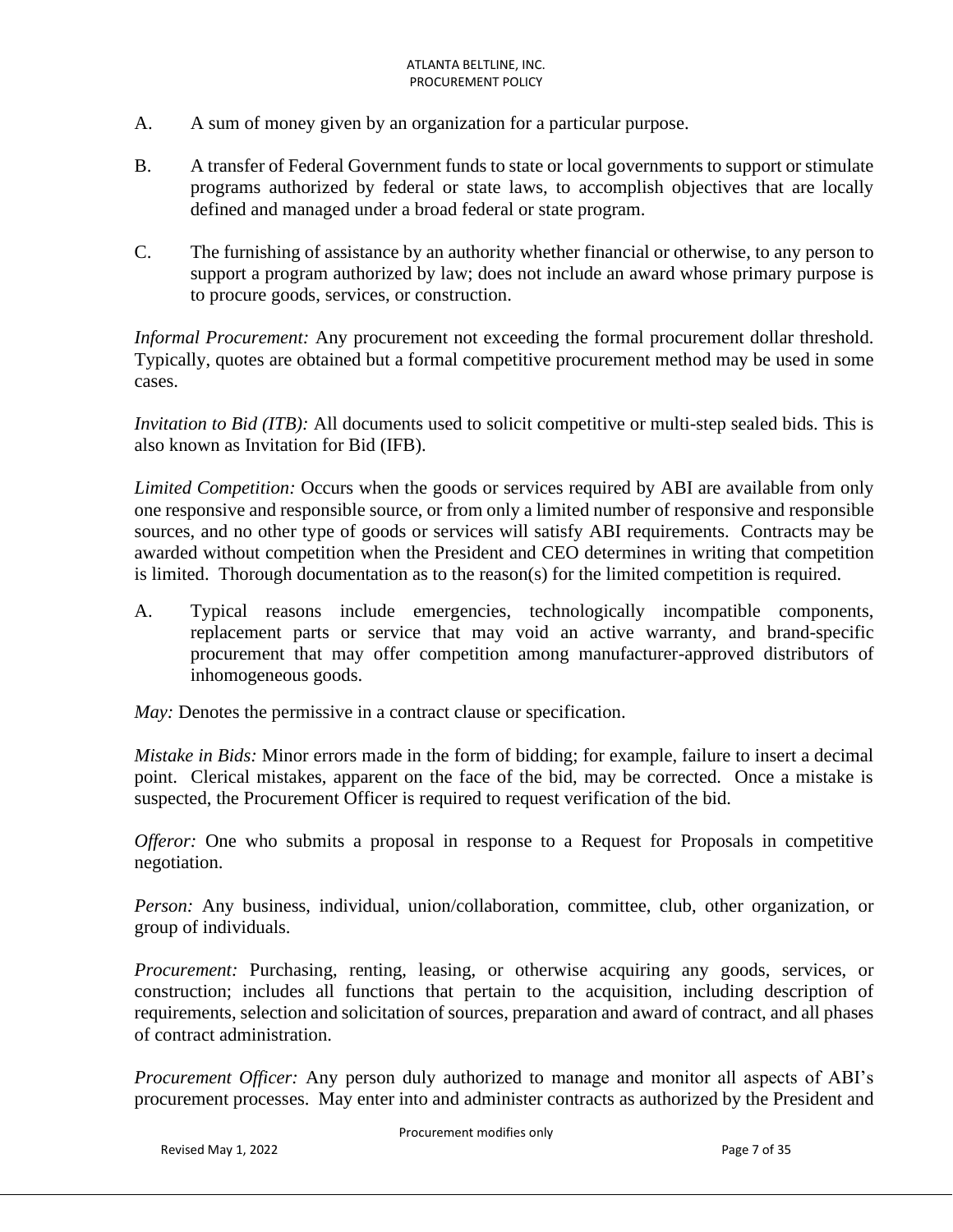A. A sum of money given by an organization for a particular purpose.

B. A transfer of Federal Government funds to state or local governments to support or stimulate programs authorized by federal or state laws, to accomplish objectives that are locally defined and managed under a broad federal or state program.

C. The furnishing of assistance by an authority whether financial or otherwise, to any person to support a program authorized by law; does not include an award whose primary purpose is to procure goods, services, or construction.

*Informal Procurement:* Any procurement not exceeding the formal procurement dollar threshold. Typically, quotes are obtained but a formal competitive procurement method may be used in some cases.

*Invitation to Bid (ITB):* All documents used to solicit competitive or multi-step sealed bids. This is also known as Invitation for Bid (IFB).

*Limited Competition:* Occurs when the goods or services required by ABI are available from only one responsive and responsible source, or from only a limited number of responsive and responsible sources, and no other type of goods or services will satisfy ABI requirements. Contracts may be awarded without competition when the President and CEO determines in writing that competition is limited. Thorough documentation as to the reason(s) for the limited competition is required.

A. Typical reasons include emergencies, technologically incompatible components, replacement parts or service that may void an active warranty, and brand-specific procurement that may offer competition among manufacturer-approved distributors of inhomogeneous goods.

*May:* Denotes the permissive in a contract clause or specification.

*Mistake in Bids:* Minor errors made in the form of bidding; for example, failure to insert a decimal point. Clerical mistakes, apparent on the face of the bid, may be corrected. Once a mistake is suspected, the Procurement Officer is required to request verification of the bid.

*Offeror:* One who submits a proposal in response to a Request for Proposals in competitive negotiation.

*Person:* Any business, individual, union/collaboration, committee, club, other organization, or group of individuals.

*Procurement:* Purchasing, renting, leasing, or otherwise acquiring any goods, services, or construction; includes all functions that pertain to the acquisition, including description of requirements, selection and solicitation of sources, preparation and award of contract, and all phases of contract administration.

*Procurement Officer:* Any person duly authorized to manage and monitor all aspects of ABI's procurement processes. May enter into and administer contracts as authorized by the President and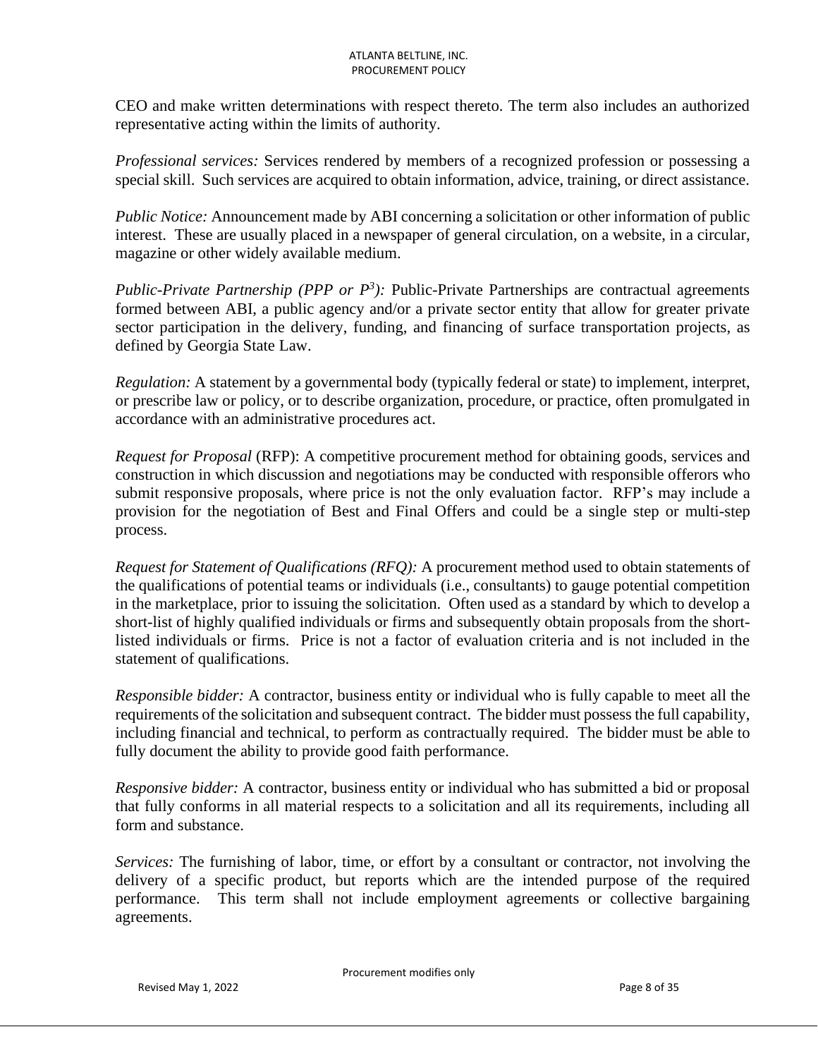CEO and make written determinations with respect thereto. The term also includes an authorized representative acting within the limits of authority.

*Professional services:* Services rendered by members of a recognized profession or possessing a special skill. Such services are acquired to obtain information, advice, training, or direct assistance.

*Public Notice:* Announcement made by ABI concerning a solicitation or other information of public interest. These are usually placed in a newspaper of general circulation, on a website, in a circular, magazine or other widely available medium.

*Public-Private Partnership (PPP or $P^3$):* Public-Private Partnerships are contractual agreements formed between ABI, a public agency and/or a private sector entity that allow for greater private sector participation in the delivery, funding, and financing of surface transportation projects, as defined by Georgia State Law.

*Regulation:* A statement by a governmental body (typically federal or state) to implement, interpret, or prescribe law or policy, or to describe organization, procedure, or practice, often promulgated in accordance with an administrative procedures act.

*Request for Proposal* (RFP): A competitive procurement method for obtaining goods, services and construction in which discussion and negotiations may be conducted with responsible offerors who submit responsive proposals, where price is not the only evaluation factor. RFP's may include a provision for the negotiation of Best and Final Offers and could be a single step or multi-step process.

*Request for Statement of Qualifications (RFQ):* A procurement method used to obtain statements of the qualifications of potential teams or individuals (i.e., consultants) to gauge potential competition in the marketplace, prior to issuing the solicitation. Often used as a standard by which to develop a short-list of highly qualified individuals or firms and subsequently obtain proposals from the short-listed individuals or firms. Price is not a factor of evaluation criteria and is not included in the statement of qualifications.

*Responsible bidder:* A contractor, business entity or individual who is fully capable to meet all the requirements of the solicitation and subsequent contract. The bidder must possess the full capability, including financial and technical, to perform as contractually required. The bidder must be able to fully document the ability to provide good faith performance.

*Responsive bidder:* A contractor, business entity or individual who has submitted a bid or proposal that fully conforms in all material respects to a solicitation and all its requirements, including all form and substance.

*Services:* The furnishing of labor, time, or effort by a consultant or contractor, not involving the delivery of a specific product, but reports which are the intended purpose of the required performance. This term shall not include employment agreements or collective bargaining agreements.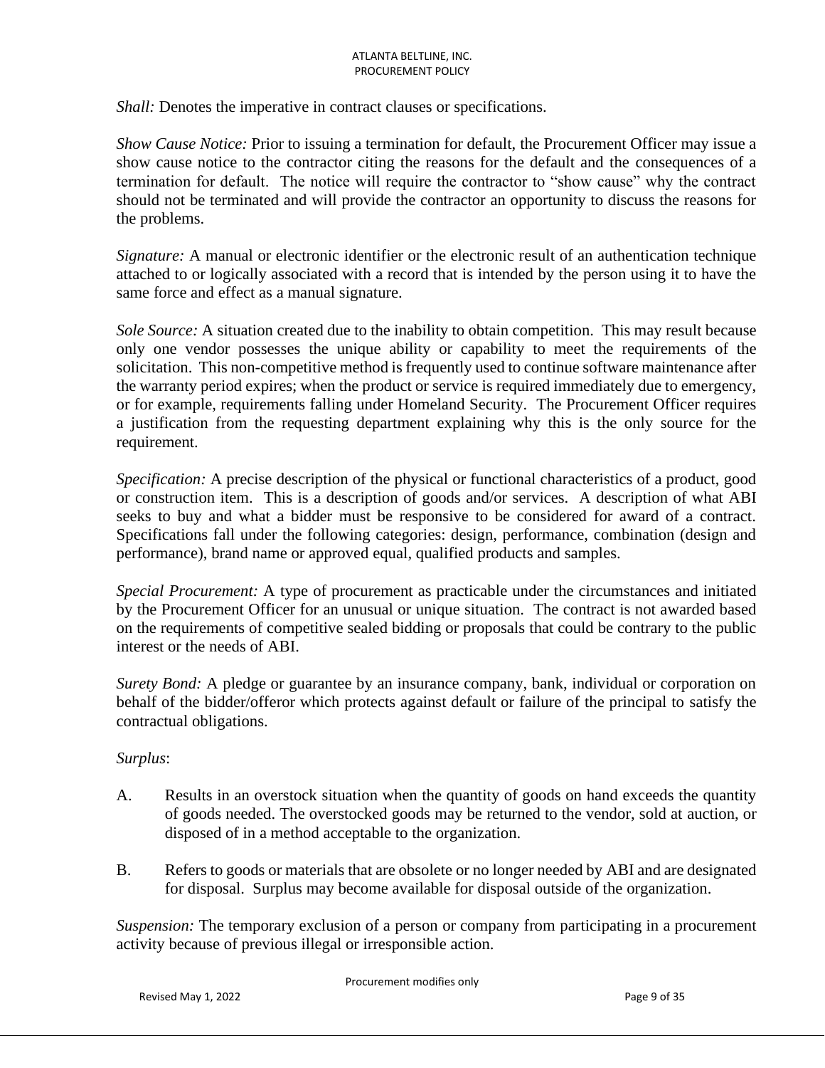*Shall:* Denotes the imperative in contract clauses or specifications.

*Show Cause Notice:* Prior to issuing a termination for default, the Procurement Officer may issue a show cause notice to the contractor citing the reasons for the default and the consequences of a termination for default. The notice will require the contractor to "show cause" why the contract should not be terminated and will provide the contractor an opportunity to discuss the reasons for the problems.

*Signature:* A manual or electronic identifier or the electronic result of an authentication technique attached to or logically associated with a record that is intended by the person using it to have the same force and effect as a manual signature.

*Sole Source:* A situation created due to the inability to obtain competition. This may result because only one vendor possesses the unique ability or capability to meet the requirements of the solicitation. This non-competitive method is frequently used to continue software maintenance after the warranty period expires; when the product or service is required immediately due to emergency, or for example, requirements falling under Homeland Security. The Procurement Officer requires a justification from the requesting department explaining why this is the only source for the requirement.

*Specification:* A precise description of the physical or functional characteristics of a product, good or construction item. This is a description of goods and/or services. A description of what ABI seeks to buy and what a bidder must be responsive to be considered for award of a contract. Specifications fall under the following categories: design, performance, combination (design and performance), brand name or approved equal, qualified products and samples.

*Special Procurement:* A type of procurement as practicable under the circumstances and initiated by the Procurement Officer for an unusual or unique situation. The contract is not awarded based on the requirements of competitive sealed bidding or proposals that could be contrary to the public interest or the needs of ABI.

*Surety Bond:* A pledge or guarantee by an insurance company, bank, individual or corporation on behalf of the bidder/offeror which protects against default or failure of the principal to satisfy the contractual obligations.

*Surplus*:

A. Results in an overstock situation when the quantity of goods on hand exceeds the quantity of goods needed. The overstocked goods may be returned to the vendor, sold at auction, or disposed of in a method acceptable to the organization.

B. Refers to goods or materials that are obsolete or no longer needed by ABI and are designated for disposal. Surplus may become available for disposal outside of the organization.

*Suspension:* The temporary exclusion of a person or company from participating in a procurement activity because of previous illegal or irresponsible action.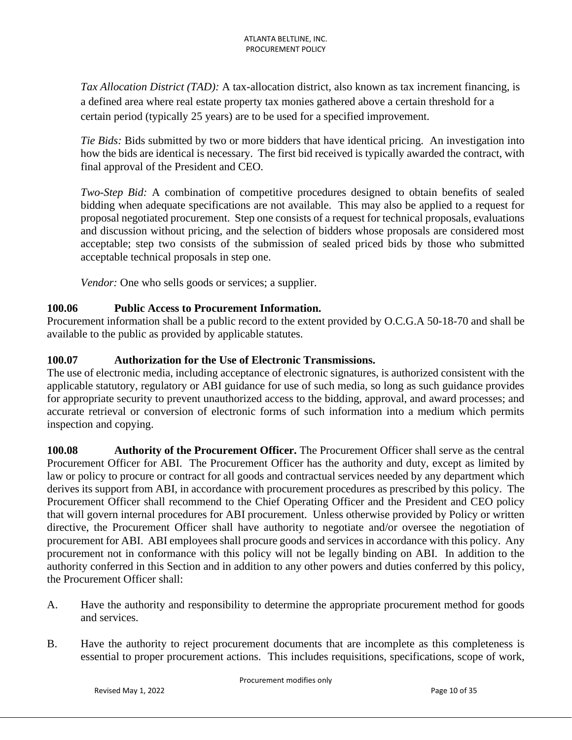*Tax Allocation District (TAD):* A tax-allocation district, also known as tax increment financing, is a defined area where real estate property tax monies gathered above a certain threshold for a certain period (typically 25 years) are to be used for a specified improvement.

*Tie Bids:* Bids submitted by two or more bidders that have identical pricing. An investigation into how the bids are identical is necessary. The first bid received is typically awarded the contract, with final approval of the President and CEO.

*Two-Step Bid:* A combination of competitive procedures designed to obtain benefits of sealed bidding when adequate specifications are not available. This may also be applied to a request for proposal negotiated procurement. Step one consists of a request for technical proposals, evaluations and discussion without pricing, and the selection of bidders whose proposals are considered most acceptable; step two consists of the submission of sealed priced bids by those who submitted acceptable technical proposals in step one.

*Vendor:* One who sells goods or services; a supplier.

**100.06 Public Access to Procurement Information.**

Procurement information shall be a public record to the extent provided by O.C.G.A 50-18-70 and shall be available to the public as provided by applicable statutes.

**100.07 Authorization for the Use of Electronic Transmissions.**

The use of electronic media, including acceptance of electronic signatures, is authorized consistent with the applicable statutory, regulatory or ABI guidance for use of such media, so long as such guidance provides for appropriate security to prevent unauthorized access to the bidding, approval, and award processes; and accurate retrieval or conversion of electronic forms of such information into a medium which permits inspection and copying.

**100.08 Authority of the Procurement Officer.** The Procurement Officer shall serve as the central Procurement Officer for ABI. The Procurement Officer has the authority and duty, except as limited by law or policy to procure or contract for all goods and contractual services needed by any department which derives its support from ABI, in accordance with procurement procedures as prescribed by this policy. The Procurement Officer shall recommend to the Chief Operating Officer and the President and CEO policy that will govern internal procedures for ABI procurement. Unless otherwise provided by Policy or written directive, the Procurement Officer shall have authority to negotiate and/or oversee the negotiation of procurement for ABI. ABI employees shall procure goods and services in accordance with this policy. Any procurement not in conformance with this policy will not be legally binding on ABI. In addition to the authority conferred in this Section and in addition to any other powers and duties conferred by this policy, the Procurement Officer shall:

A. Have the authority and responsibility to determine the appropriate procurement method for goods and services.

B. Have the authority to reject procurement documents that are incomplete as this completeness is essential to proper procurement actions. This includes requisitions, specifications, scope of work,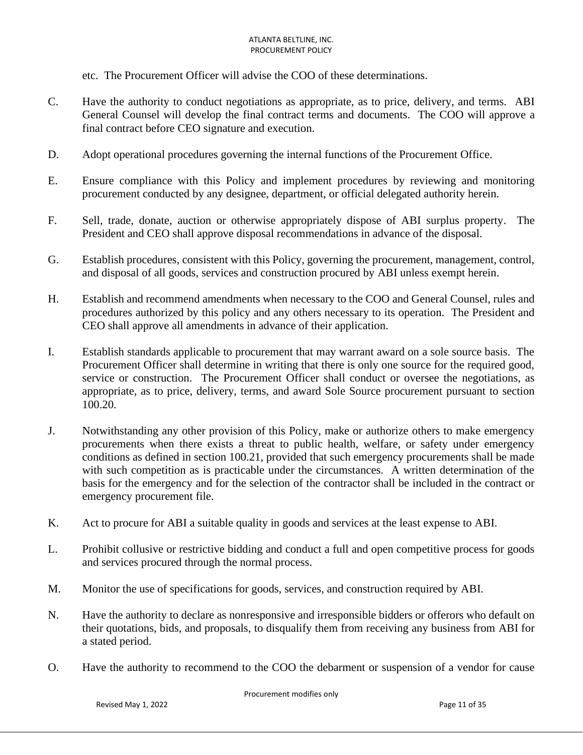etc. The Procurement Officer will advise the COO of these determinations.

C. Have the authority to conduct negotiations as appropriate, as to price, delivery, and terms. ABI General Counsel will develop the final contract terms and documents. The COO will approve a final contract before CEO signature and execution.

D. Adopt operational procedures governing the internal functions of the Procurement Office.

E. Ensure compliance with this Policy and implement procedures by reviewing and monitoring procurement conducted by any designee, department, or official delegated authority herein.

F. Sell, trade, donate, auction or otherwise appropriately dispose of ABI surplus property. The President and CEO shall approve disposal recommendations in advance of the disposal.

G. Establish procedures, consistent with this Policy, governing the procurement, management, control, and disposal of all goods, services and construction procured by ABI unless exempt herein.

H. Establish and recommend amendments when necessary to the COO and General Counsel, rules and procedures authorized by this policy and any others necessary to its operation. The President and CEO shall approve all amendments in advance of their application.

I. Establish standards applicable to procurement that may warrant award on a sole source basis. The Procurement Officer shall determine in writing that there is only one source for the required good, service or construction. The Procurement Officer shall conduct or oversee the negotiations, as appropriate, as to price, delivery, terms, and award Sole Source procurement pursuant to section 100.20.

J. Notwithstanding any other provision of this Policy, make or authorize others to make emergency procurements when there exists a threat to public health, welfare, or safety under emergency conditions as defined in section 100.21, provided that such emergency procurements shall be made with such competition as is practicable under the circumstances. A written determination of the basis for the emergency and for the selection of the contractor shall be included in the contract or emergency procurement file.

K. Act to procure for ABI a suitable quality in goods and services at the least expense to ABI.

L. Prohibit collusive or restrictive bidding and conduct a full and open competitive process for goods and services procured through the normal process.

M. Monitor the use of specifications for goods, services, and construction required by ABI.

N. Have the authority to declare as nonresponsive and irresponsible bidders or offerors who default on their quotations, bids, and proposals, to disqualify them from receiving any business from ABI for a stated period.

O. Have the authority to recommend to the COO the debarment or suspension of a vendor for cause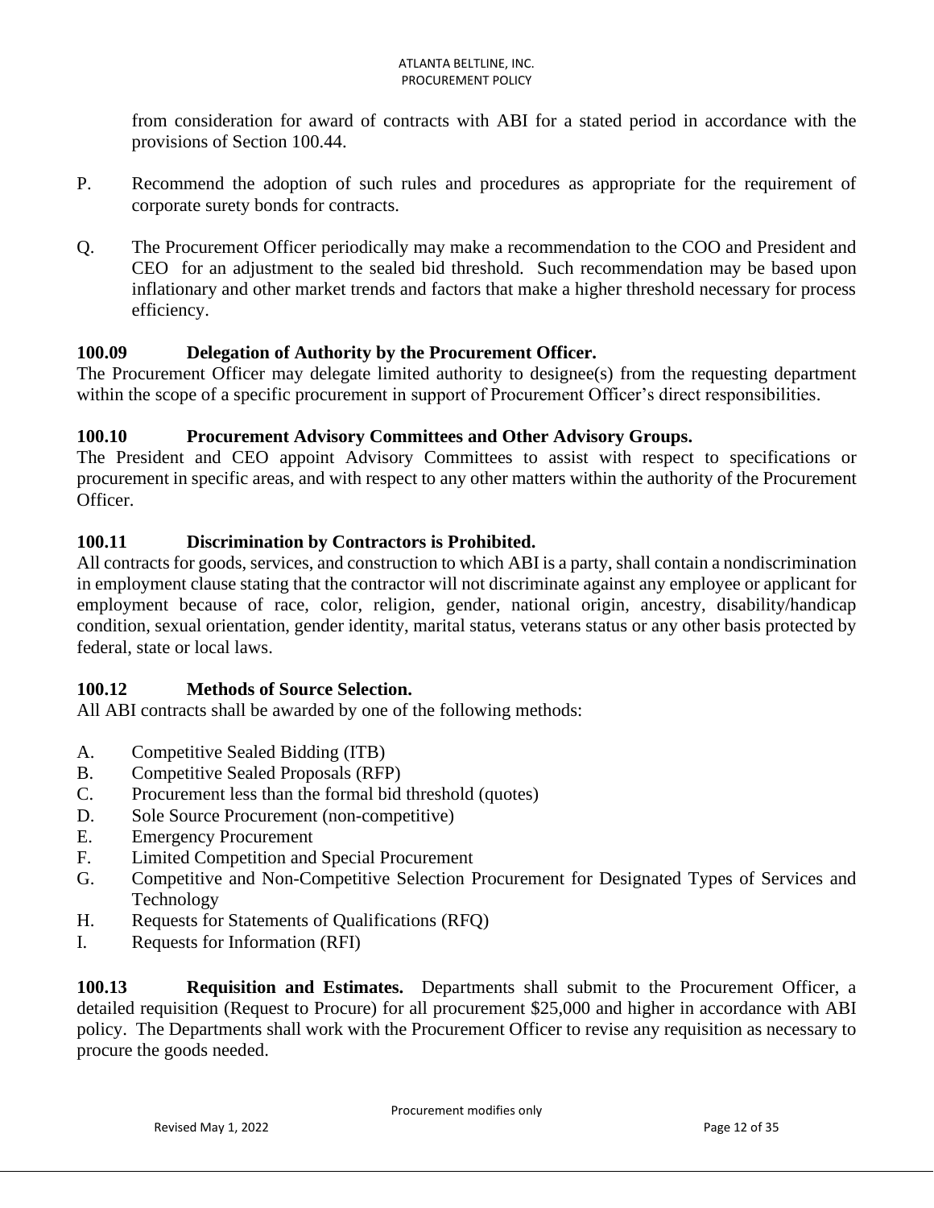from consideration for award of contracts with ABI for a stated period in accordance with the provisions of Section 100.44.

P. Recommend the adoption of such rules and procedures as appropriate for the requirement of corporate surety bonds for contracts.

Q. The Procurement Officer periodically may make a recommendation to the COO and President and CEO for an adjustment to the sealed bid threshold. Such recommendation may be based upon inflationary and other market trends and factors that make a higher threshold necessary for process efficiency.

### 100.09 Delegation of Authority by the Procurement Officer.

The Procurement Officer may delegate limited authority to designee(s) from the requesting department within the scope of a specific procurement in support of Procurement Officer's direct responsibilities.

### 100.10 Procurement Advisory Committees and Other Advisory Groups.

The President and CEO appoint Advisory Committees to assist with respect to specifications or procurement in specific areas, and with respect to any other matters within the authority of the Procurement Officer.

### 100.11 Discrimination by Contractors is Prohibited.

All contracts for goods, services, and construction to which ABI is a party, shall contain a nondiscrimination in employment clause stating that the contractor will not discriminate against any employee or applicant for employment because of race, color, religion, gender, national origin, ancestry, disability/handicap condition, sexual orientation, gender identity, marital status, veterans status or any other basis protected by federal, state or local laws.

### 100.12 Methods of Source Selection.

All ABI contracts shall be awarded by one of the following methods:

A. Competitive Sealed Bidding (ITB)
B. Competitive Sealed Proposals (RFP)
C. Procurement less than the formal bid threshold (quotes)
D. Sole Source Procurement (non-competitive)
E. Emergency Procurement
F. Limited Competition and Special Procurement
G. Competitive and Non-Competitive Selection Procurement for Designated Types of Services and Technology
H. Requests for Statements of Qualifications (RFQ)
I. Requests for Information (RFI)

**100.13 Requisition and Estimates.** Departments shall submit to the Procurement Officer, a detailed requisition (Request to Procure) for all procurement $25,000 and higher in accordance with ABI policy. The Departments shall work with the Procurement Officer to revise any requisition as necessary to procure the goods needed.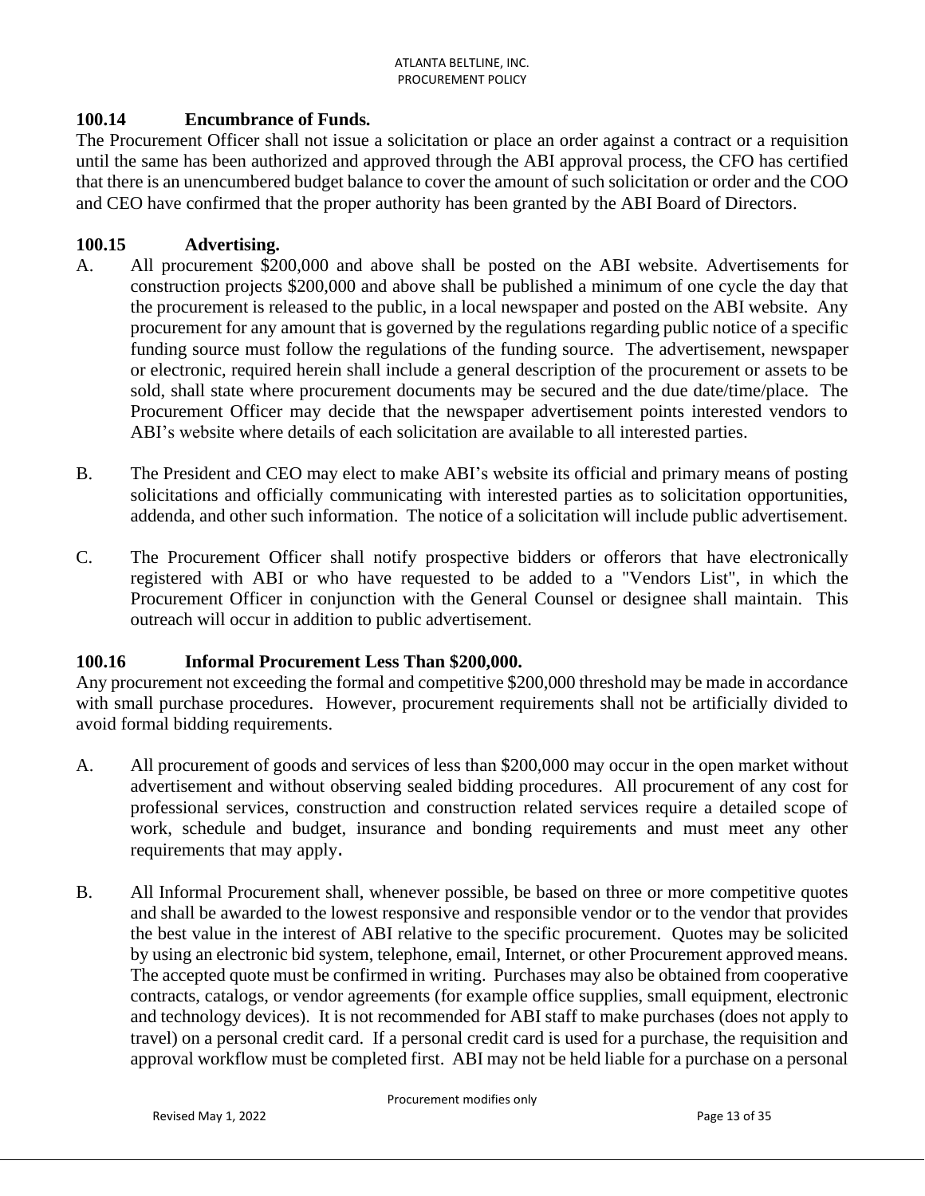### 100.14 Encumbrance of Funds.

The Procurement Officer shall not issue a solicitation or place an order against a contract or a requisition until the same has been authorized and approved through the ABI approval process, the CFO has certified that there is an unencumbered budget balance to cover the amount of such solicitation or order and the COO and CEO have confirmed that the proper authority has been granted by the ABI Board of Directors.

### 100.15 Advertising.

A. All procurement $200,000 and above shall be posted on the ABI website. Advertisements for construction projects $200,000 and above shall be published a minimum of one cycle the day that the procurement is released to the public, in a local newspaper and posted on the ABI website. Any procurement for any amount that is governed by the regulations regarding public notice of a specific funding source must follow the regulations of the funding source. The advertisement, newspaper or electronic, required herein shall include a general description of the procurement or assets to be sold, shall state where procurement documents may be secured and the due date/time/place. The Procurement Officer may decide that the newspaper advertisement points interested vendors to ABI's website where details of each solicitation are available to all interested parties.

B. The President and CEO may elect to make ABI's website its official and primary means of posting solicitations and officially communicating with interested parties as to solicitation opportunities, addenda, and other such information. The notice of a solicitation will include public advertisement.

C. The Procurement Officer shall notify prospective bidders or offerors that have electronically registered with ABI or who have requested to be added to a "Vendors List", in which the Procurement Officer in conjunction with the General Counsel or designee shall maintain. This outreach will occur in addition to public advertisement.

### 100.16 Informal Procurement Less Than $200,000.

Any procurement not exceeding the formal and competitive $200,000 threshold may be made in accordance with small purchase procedures. However, procurement requirements shall not be artificially divided to avoid formal bidding requirements.

A. All procurement of goods and services of less than $200,000 may occur in the open market without advertisement and without observing sealed bidding procedures. All procurement of any cost for professional services, construction and construction related services require a detailed scope of work, schedule and budget, insurance and bonding requirements and must meet any other requirements that may apply.

B. All Informal Procurement shall, whenever possible, be based on three or more competitive quotes and shall be awarded to the lowest responsive and responsible vendor or to the vendor that provides the best value in the interest of ABI relative to the specific procurement. Quotes may be solicited by using an electronic bid system, telephone, email, Internet, or other Procurement approved means. The accepted quote must be confirmed in writing. Purchases may also be obtained from cooperative contracts, catalogs, or vendor agreements (for example office supplies, small equipment, electronic and technology devices). It is not recommended for ABI staff to make purchases (does not apply to travel) on a personal credit card. If a personal credit card is used for a purchase, the requisition and approval workflow must be completed first. ABI may not be held liable for a purchase on a personal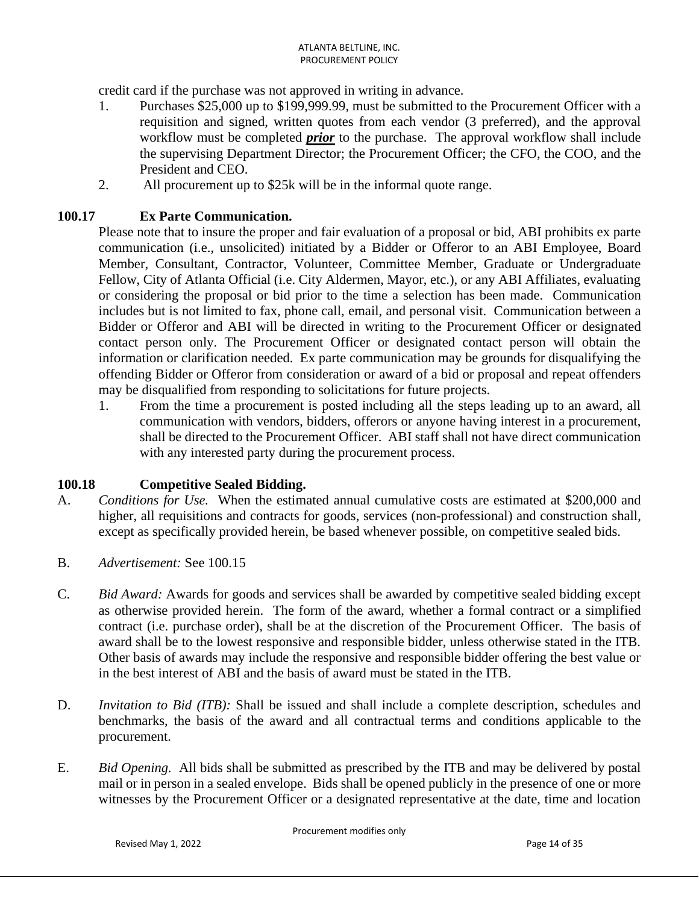credit card if the purchase was not approved in writing in advance.

1. Purchases $25,000 up to $199,999.99, must be submitted to the Procurement Officer with a requisition and signed, written quotes from each vendor (3 preferred), and the approval workflow must be completed ***prior*** to the purchase. The approval workflow shall include the supervising Department Director; the Procurement Officer; the CFO, the COO, and the President and CEO.
2. All procurement up to $25k will be in the informal quote range.

### 100.17 Ex Parte Communication.

Please note that to insure the proper and fair evaluation of a proposal or bid, ABI prohibits ex parte communication (i.e., unsolicited) initiated by a Bidder or Offeror to an ABI Employee, Board Member, Consultant, Contractor, Volunteer, Committee Member, Graduate or Undergraduate Fellow, City of Atlanta Official (i.e. City Aldermen, Mayor, etc.), or any ABI Affiliates, evaluating or considering the proposal or bid prior to the time a selection has been made. Communication includes but is not limited to fax, phone call, email, and personal visit. Communication between a Bidder or Offeror and ABI will be directed in writing to the Procurement Officer or designated contact person only. The Procurement Officer or designated contact person will obtain the information or clarification needed. Ex parte communication may be grounds for disqualifying the offending Bidder or Offeror from consideration or award of a bid or proposal and repeat offenders may be disqualified from responding to solicitations for future projects.

1. From the time a procurement is posted including all the steps leading up to an award, all communication with vendors, bidders, offerors or anyone having interest in a procurement, shall be directed to the Procurement Officer. ABI staff shall not have direct communication with any interested party during the procurement process.

### 100.18 Competitive Sealed Bidding.

A. *Conditions for Use.* When the estimated annual cumulative costs are estimated at $200,000 and higher, all requisitions and contracts for goods, services (non-professional) and construction shall, except as specifically provided herein, be based whenever possible, on competitive sealed bids.

B. *Advertisement:* See 100.15

C. *Bid Award:* Awards for goods and services shall be awarded by competitive sealed bidding except as otherwise provided herein. The form of the award, whether a formal contract or a simplified contract (i.e. purchase order), shall be at the discretion of the Procurement Officer. The basis of award shall be to the lowest responsive and responsible bidder, unless otherwise stated in the ITB. Other basis of awards may include the responsive and responsible bidder offering the best value or in the best interest of ABI and the basis of award must be stated in the ITB.

D. *Invitation to Bid (ITB):* Shall be issued and shall include a complete description, schedules and benchmarks, the basis of the award and all contractual terms and conditions applicable to the procurement.

E. *Bid Opening.* All bids shall be submitted as prescribed by the ITB and may be delivered by postal mail or in person in a sealed envelope. Bids shall be opened publicly in the presence of one or more witnesses by the Procurement Officer or a designated representative at the date, time and location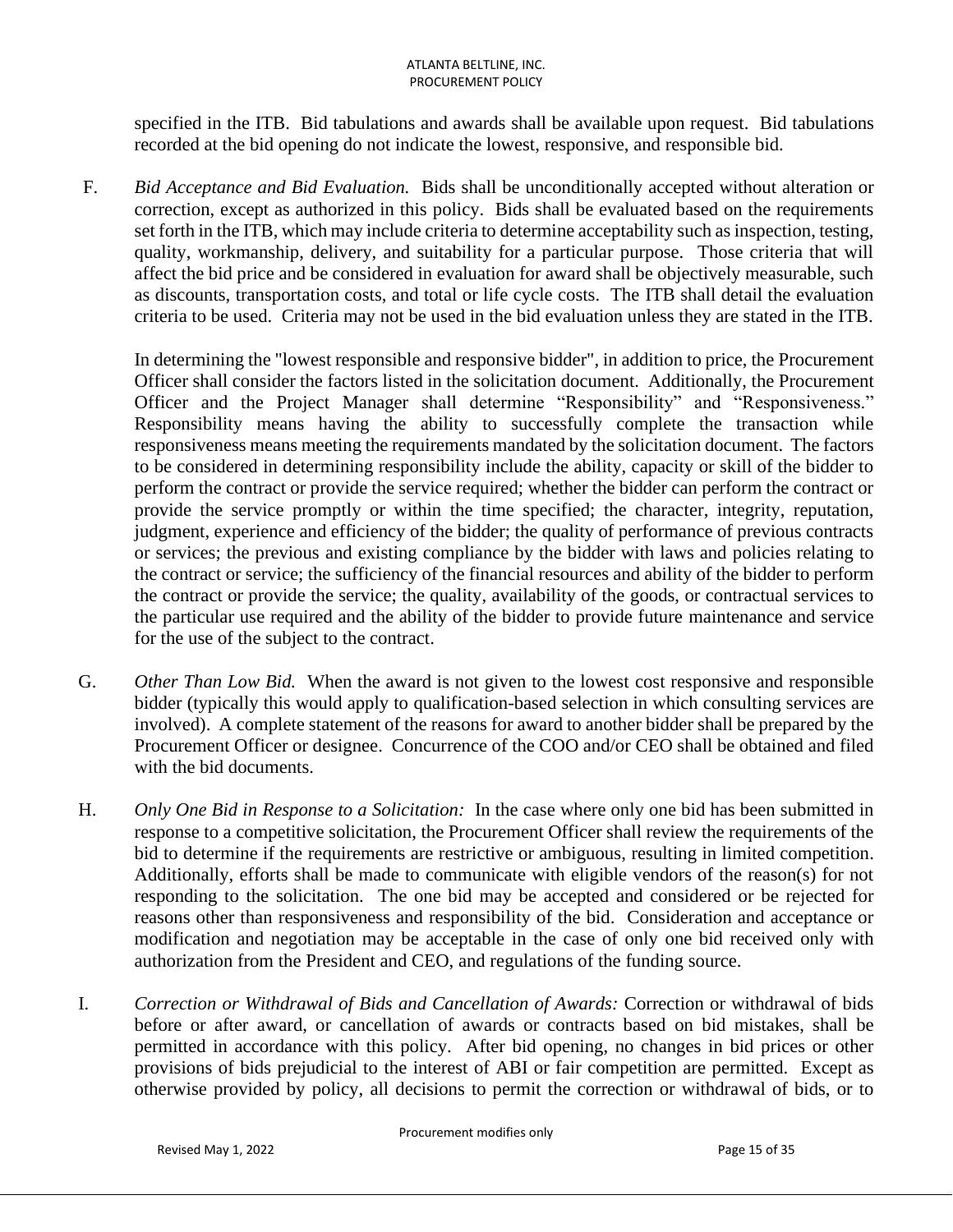specified in the ITB. Bid tabulations and awards shall be available upon request. Bid tabulations recorded at the bid opening do not indicate the lowest, responsive, and responsible bid.

F. *Bid Acceptance and Bid Evaluation.* Bids shall be unconditionally accepted without alteration or correction, except as authorized in this policy. Bids shall be evaluated based on the requirements set forth in the ITB, which may include criteria to determine acceptability such as inspection, testing, quality, workmanship, delivery, and suitability for a particular purpose. Those criteria that will affect the bid price and be considered in evaluation for award shall be objectively measurable, such as discounts, transportation costs, and total or life cycle costs. The ITB shall detail the evaluation criteria to be used. Criteria may not be used in the bid evaluation unless they are stated in the ITB.

In determining the "lowest responsible and responsive bidder", in addition to price, the Procurement Officer shall consider the factors listed in the solicitation document. Additionally, the Procurement Officer and the Project Manager shall determine "Responsibility" and "Responsiveness." Responsibility means having the ability to successfully complete the transaction while responsiveness means meeting the requirements mandated by the solicitation document. The factors to be considered in determining responsibility include the ability, capacity or skill of the bidder to perform the contract or provide the service required; whether the bidder can perform the contract or provide the service promptly or within the time specified; the character, integrity, reputation, judgment, experience and efficiency of the bidder; the quality of performance of previous contracts or services; the previous and existing compliance by the bidder with laws and policies relating to the contract or service; the sufficiency of the financial resources and ability of the bidder to perform the contract or provide the service; the quality, availability of the goods, or contractual services to the particular use required and the ability of the bidder to provide future maintenance and service for the use of the subject to the contract.

G. *Other Than Low Bid.* When the award is not given to the lowest cost responsive and responsible bidder (typically this would apply to qualification-based selection in which consulting services are involved). A complete statement of the reasons for award to another bidder shall be prepared by the Procurement Officer or designee. Concurrence of the COO and/or CEO shall be obtained and filed with the bid documents.

H. *Only One Bid in Response to a Solicitation:* In the case where only one bid has been submitted in response to a competitive solicitation, the Procurement Officer shall review the requirements of the bid to determine if the requirements are restrictive or ambiguous, resulting in limited competition. Additionally, efforts shall be made to communicate with eligible vendors of the reason(s) for not responding to the solicitation. The one bid may be accepted and considered or be rejected for reasons other than responsiveness and responsibility of the bid. Consideration and acceptance or modification and negotiation may be acceptable in the case of only one bid received only with authorization from the President and CEO, and regulations of the funding source.

I. *Correction or Withdrawal of Bids and Cancellation of Awards:* Correction or withdrawal of bids before or after award, or cancellation of awards or contracts based on bid mistakes, shall be permitted in accordance with this policy. After bid opening, no changes in bid prices or other provisions of bids prejudicial to the interest of ABI or fair competition are permitted. Except as otherwise provided by policy, all decisions to permit the correction or withdrawal of bids, or to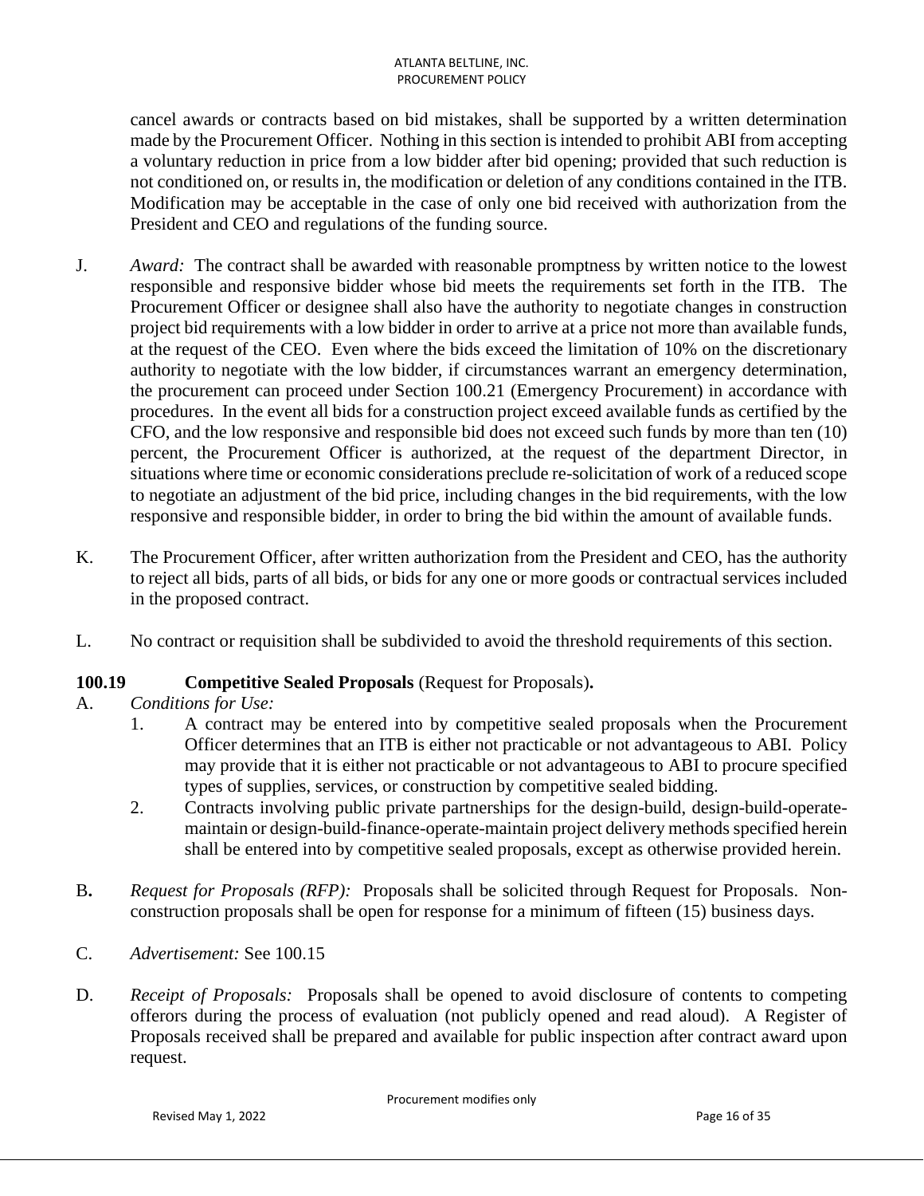cancel awards or contracts based on bid mistakes, shall be supported by a written determination made by the Procurement Officer. Nothing in this section is intended to prohibit ABI from accepting a voluntary reduction in price from a low bidder after bid opening; provided that such reduction is not conditioned on, or results in, the modification or deletion of any conditions contained in the ITB. Modification may be acceptable in the case of only one bid received with authorization from the President and CEO and regulations of the funding source.

J. *Award:* The contract shall be awarded with reasonable promptness by written notice to the lowest responsible and responsive bidder whose bid meets the requirements set forth in the ITB. The Procurement Officer or designee shall also have the authority to negotiate changes in construction project bid requirements with a low bidder in order to arrive at a price not more than available funds, at the request of the CEO. Even where the bids exceed the limitation of 10% on the discretionary authority to negotiate with the low bidder, if circumstances warrant an emergency determination, the procurement can proceed under Section 100.21 (Emergency Procurement) in accordance with procedures. In the event all bids for a construction project exceed available funds as certified by the CFO, and the low responsive and responsible bid does not exceed such funds by more than ten (10) percent, the Procurement Officer is authorized, at the request of the department Director, in situations where time or economic considerations preclude re-solicitation of work of a reduced scope to negotiate an adjustment of the bid price, including changes in the bid requirements, with the low responsive and responsible bidder, in order to bring the bid within the amount of available funds.

K. The Procurement Officer, after written authorization from the President and CEO, has the authority to reject all bids, parts of all bids, or bids for any one or more goods or contractual services included in the proposed contract.

L. No contract or requisition shall be subdivided to avoid the threshold requirements of this section.

**100.19 Competitive Sealed Proposals** (Request for Proposals)**.**

A. *Conditions for Use:*

1. A contract may be entered into by competitive sealed proposals when the Procurement Officer determines that an ITB is either not practicable or not advantageous to ABI. Policy may provide that it is either not practicable or not advantageous to ABI to procure specified types of supplies, services, or construction by competitive sealed bidding.
2. Contracts involving public private partnerships for the design-build, design-build-operate-maintain or design-build-finance-operate-maintain project delivery methods specified herein shall be entered into by competitive sealed proposals, except as otherwise provided herein.

B**.** *Request for Proposals (RFP):* Proposals shall be solicited through Request for Proposals. Non-construction proposals shall be open for response for a minimum of fifteen (15) business days.

C. *Advertisement:* See 100.15

D. *Receipt of Proposals:* Proposals shall be opened to avoid disclosure of contents to competing offerors during the process of evaluation (not publicly opened and read aloud). A Register of Proposals received shall be prepared and available for public inspection after contract award upon request.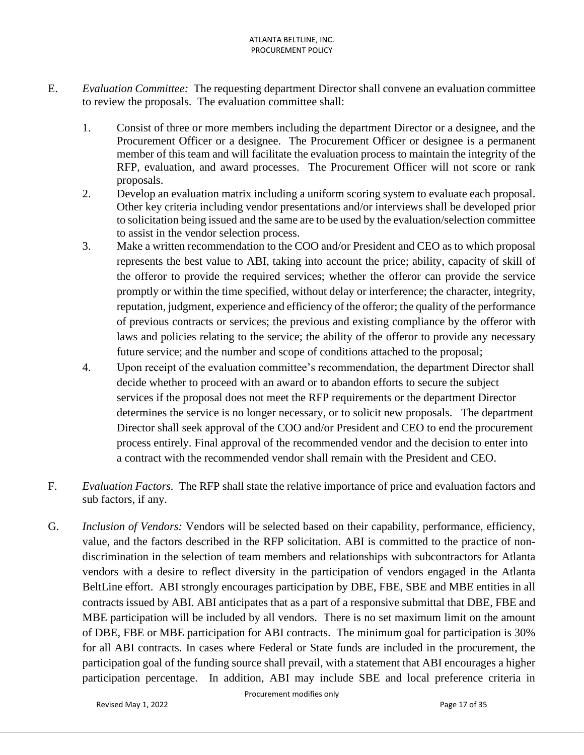E. *Evaluation Committee:* The requesting department Director shall convene an evaluation committee to review the proposals. The evaluation committee shall:

1. Consist of three or more members including the department Director or a designee, and the Procurement Officer or a designee. The Procurement Officer or designee is a permanent member of this team and will facilitate the evaluation process to maintain the integrity of the RFP, evaluation, and award processes. The Procurement Officer will not score or rank proposals.
2. Develop an evaluation matrix including a uniform scoring system to evaluate each proposal. Other key criteria including vendor presentations and/or interviews shall be developed prior to solicitation being issued and the same are to be used by the evaluation/selection committee to assist in the vendor selection process.
3. Make a written recommendation to the COO and/or President and CEO as to which proposal represents the best value to ABI, taking into account the price; ability, capacity of skill of the offeror to provide the required services; whether the offeror can provide the service promptly or within the time specified, without delay or interference; the character, integrity, reputation, judgment, experience and efficiency of the offeror; the quality of the performance of previous contracts or services; the previous and existing compliance by the offeror with laws and policies relating to the service; the ability of the offeror to provide any necessary future service; and the number and scope of conditions attached to the proposal;
4. Upon receipt of the evaluation committee's recommendation, the department Director shall decide whether to proceed with an award or to abandon efforts to secure the subject services if the proposal does not meet the RFP requirements or the department Director determines the service is no longer necessary, or to solicit new proposals. The department Director shall seek approval of the COO and/or President and CEO to end the procurement process entirely. Final approval of the recommended vendor and the decision to enter into a contract with the recommended vendor shall remain with the President and CEO.

F. *Evaluation Factors.* The RFP shall state the relative importance of price and evaluation factors and sub factors, if any.

G. *Inclusion of Vendors:* Vendors will be selected based on their capability, performance, efficiency, value, and the factors described in the RFP solicitation. ABI is committed to the practice of non-discrimination in the selection of team members and relationships with subcontractors for Atlanta vendors with a desire to reflect diversity in the participation of vendors engaged in the Atlanta BeltLine effort. ABI strongly encourages participation by DBE, FBE, SBE and MBE entities in all contracts issued by ABI. ABI anticipates that as a part of a responsive submittal that DBE, FBE and MBE participation will be included by all vendors. There is no set maximum limit on the amount of DBE, FBE or MBE participation for ABI contracts. The minimum goal for participation is 30% for all ABI contracts. In cases where Federal or State funds are included in the procurement, the participation goal of the funding source shall prevail, with a statement that ABI encourages a higher participation percentage. In addition, ABI may include SBE and local preference criteria in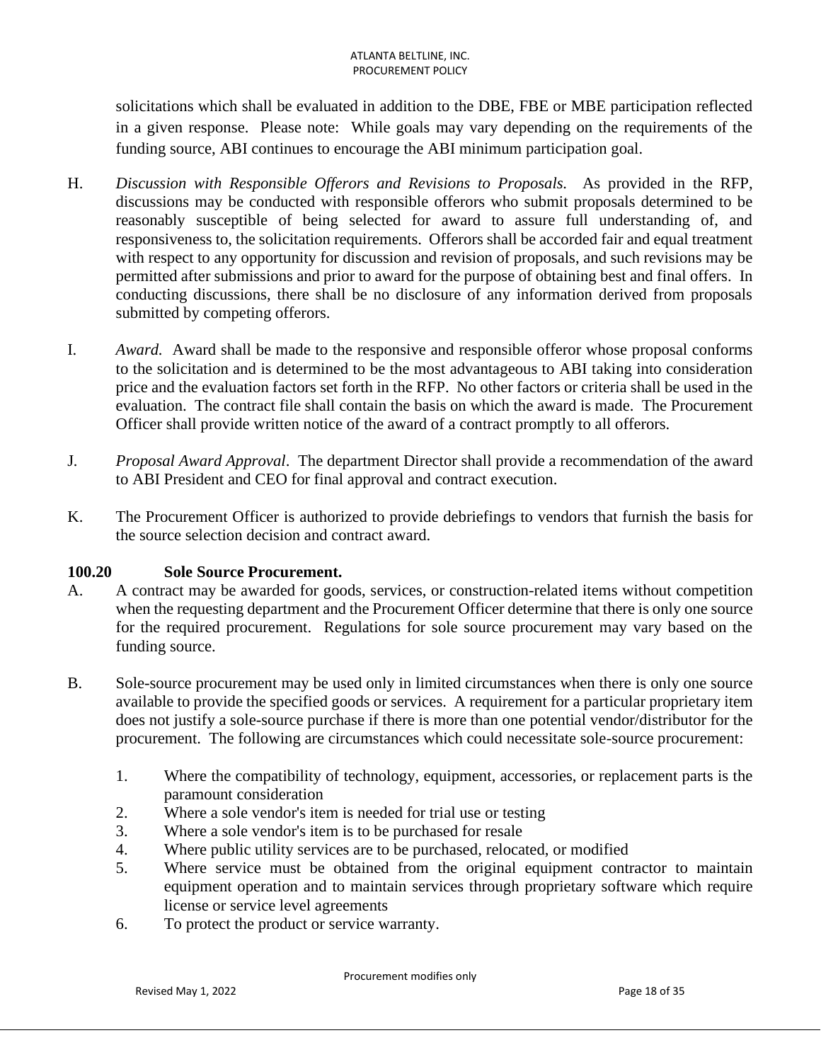solicitations which shall be evaluated in addition to the DBE, FBE or MBE participation reflected in a given response. Please note: While goals may vary depending on the requirements of the funding source, ABI continues to encourage the ABI minimum participation goal.

H. *Discussion with Responsible Offerors and Revisions to Proposals.* As provided in the RFP, discussions may be conducted with responsible offerors who submit proposals determined to be reasonably susceptible of being selected for award to assure full understanding of, and responsiveness to, the solicitation requirements. Offerors shall be accorded fair and equal treatment with respect to any opportunity for discussion and revision of proposals, and such revisions may be permitted after submissions and prior to award for the purpose of obtaining best and final offers. In conducting discussions, there shall be no disclosure of any information derived from proposals submitted by competing offerors.

I. *Award.* Award shall be made to the responsive and responsible offeror whose proposal conforms to the solicitation and is determined to be the most advantageous to ABI taking into consideration price and the evaluation factors set forth in the RFP. No other factors or criteria shall be used in the evaluation. The contract file shall contain the basis on which the award is made. The Procurement Officer shall provide written notice of the award of a contract promptly to all offerors.

J. *Proposal Award Approval*. The department Director shall provide a recommendation of the award to ABI President and CEO for final approval and contract execution.

K. The Procurement Officer is authorized to provide debriefings to vendors that furnish the basis for the source selection decision and contract award.

### 100.20 Sole Source Procurement.

A. A contract may be awarded for goods, services, or construction-related items without competition when the requesting department and the Procurement Officer determine that there is only one source for the required procurement. Regulations for sole source procurement may vary based on the funding source.

B. Sole-source procurement may be used only in limited circumstances when there is only one source available to provide the specified goods or services. A requirement for a particular proprietary item does not justify a sole-source purchase if there is more than one potential vendor/distributor for the procurement. The following are circumstances which could necessitate sole-source procurement:

1. Where the compatibility of technology, equipment, accessories, or replacement parts is the paramount consideration
2. Where a sole vendor's item is needed for trial use or testing
3. Where a sole vendor's item is to be purchased for resale
4. Where public utility services are to be purchased, relocated, or modified
5. Where service must be obtained from the original equipment contractor to maintain equipment operation and to maintain services through proprietary software which require license or service level agreements
6. To protect the product or service warranty.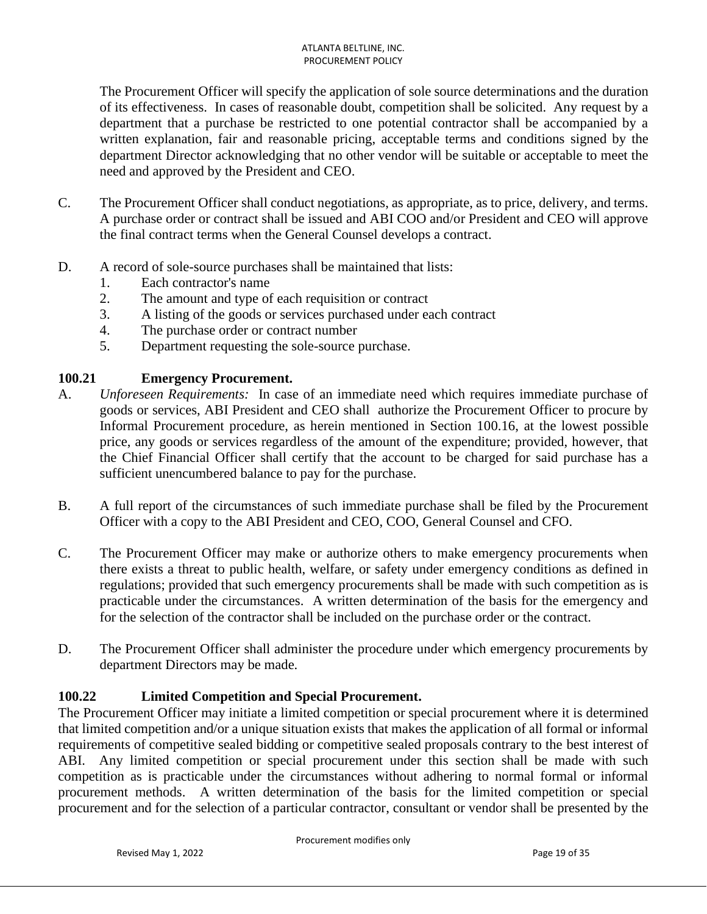The Procurement Officer will specify the application of sole source determinations and the duration of its effectiveness. In cases of reasonable doubt, competition shall be solicited. Any request by a department that a purchase be restricted to one potential contractor shall be accompanied by a written explanation, fair and reasonable pricing, acceptable terms and conditions signed by the department Director acknowledging that no other vendor will be suitable or acceptable to meet the need and approved by the President and CEO.

C. The Procurement Officer shall conduct negotiations, as appropriate, as to price, delivery, and terms. A purchase order or contract shall be issued and ABI COO and/or President and CEO will approve the final contract terms when the General Counsel develops a contract.

D. A record of sole-source purchases shall be maintained that lists:
   1. Each contractor's name
   2. The amount and type of each requisition or contract
   3. A listing of the goods or services purchased under each contract
   4. The purchase order or contract number
   5. Department requesting the sole-source purchase.

### 100.21 Emergency Procurement.

A. *Unforeseen Requirements:* In case of an immediate need which requires immediate purchase of goods or services, ABI President and CEO shall authorize the Procurement Officer to procure by Informal Procurement procedure, as herein mentioned in Section 100.16, at the lowest possible price, any goods or services regardless of the amount of the expenditure; provided, however, that the Chief Financial Officer shall certify that the account to be charged for said purchase has a sufficient unencumbered balance to pay for the purchase.

B. A full report of the circumstances of such immediate purchase shall be filed by the Procurement Officer with a copy to the ABI President and CEO, COO, General Counsel and CFO.

C. The Procurement Officer may make or authorize others to make emergency procurements when there exists a threat to public health, welfare, or safety under emergency conditions as defined in regulations; provided that such emergency procurements shall be made with such competition as is practicable under the circumstances. A written determination of the basis for the emergency and for the selection of the contractor shall be included on the purchase order or the contract.

D. The Procurement Officer shall administer the procedure under which emergency procurements by department Directors may be made.

### 100.22 Limited Competition and Special Procurement.

The Procurement Officer may initiate a limited competition or special procurement where it is determined that limited competition and/or a unique situation exists that makes the application of all formal or informal requirements of competitive sealed bidding or competitive sealed proposals contrary to the best interest of ABI. Any limited competition or special procurement under this section shall be made with such competition as is practicable under the circumstances without adhering to normal formal or informal procurement methods. A written determination of the basis for the limited competition or special procurement and for the selection of a particular contractor, consultant or vendor shall be presented by the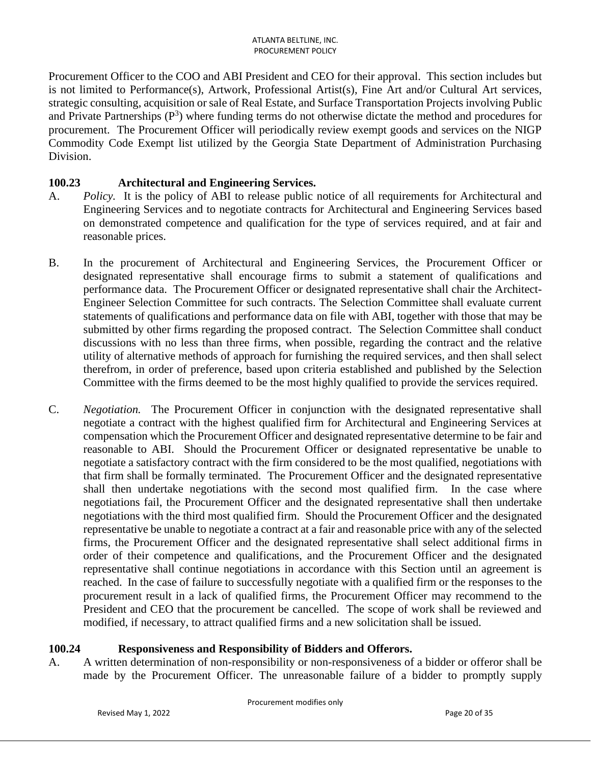Procurement Officer to the COO and ABI President and CEO for their approval. This section includes but is not limited to Performance(s), Artwork, Professional Artist(s), Fine Art and/or Cultural Art services, strategic consulting, acquisition or sale of Real Estate, and Surface Transportation Projects involving Public and Private Partnerships ($P^3$) where funding terms do not otherwise dictate the method and procedures for procurement. The Procurement Officer will periodically review exempt goods and services on the NIGP Commodity Code Exempt list utilized by the Georgia State Department of Administration Purchasing Division.

### 100.23 Architectural and Engineering Services.

A. *Policy.* It is the policy of ABI to release public notice of all requirements for Architectural and Engineering Services and to negotiate contracts for Architectural and Engineering Services based on demonstrated competence and qualification for the type of services required, and at fair and reasonable prices.

B. In the procurement of Architectural and Engineering Services, the Procurement Officer or designated representative shall encourage firms to submit a statement of qualifications and performance data. The Procurement Officer or designated representative shall chair the Architect-Engineer Selection Committee for such contracts. The Selection Committee shall evaluate current statements of qualifications and performance data on file with ABI, together with those that may be submitted by other firms regarding the proposed contract. The Selection Committee shall conduct discussions with no less than three firms, when possible, regarding the contract and the relative utility of alternative methods of approach for furnishing the required services, and then shall select therefrom, in order of preference, based upon criteria established and published by the Selection Committee with the firms deemed to be the most highly qualified to provide the services required.

C. *Negotiation.* The Procurement Officer in conjunction with the designated representative shall negotiate a contract with the highest qualified firm for Architectural and Engineering Services at compensation which the Procurement Officer and designated representative determine to be fair and reasonable to ABI. Should the Procurement Officer or designated representative be unable to negotiate a satisfactory contract with the firm considered to be the most qualified, negotiations with that firm shall be formally terminated. The Procurement Officer and the designated representative shall then undertake negotiations with the second most qualified firm. In the case where negotiations fail, the Procurement Officer and the designated representative shall then undertake negotiations with the third most qualified firm. Should the Procurement Officer and the designated representative be unable to negotiate a contract at a fair and reasonable price with any of the selected firms, the Procurement Officer and the designated representative shall select additional firms in order of their competence and qualifications, and the Procurement Officer and the designated representative shall continue negotiations in accordance with this Section until an agreement is reached. In the case of failure to successfully negotiate with a qualified firm or the responses to the procurement result in a lack of qualified firms, the Procurement Officer may recommend to the President and CEO that the procurement be cancelled. The scope of work shall be reviewed and modified, if necessary, to attract qualified firms and a new solicitation shall be issued.

### 100.24 Responsiveness and Responsibility of Bidders and Offerors.

A. A written determination of non-responsibility or non-responsiveness of a bidder or offeror shall be made by the Procurement Officer. The unreasonable failure of a bidder to promptly supply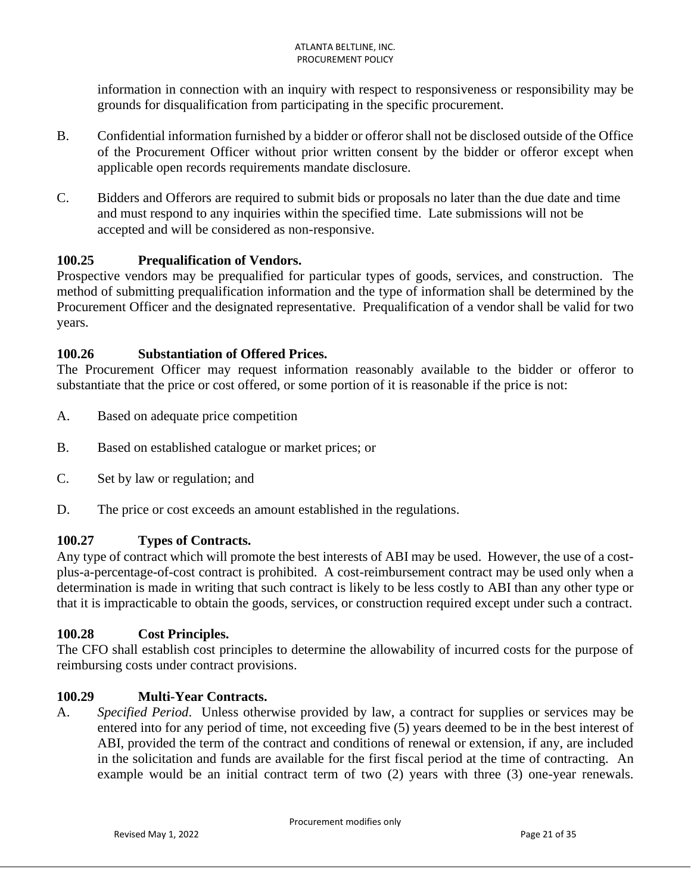information in connection with an inquiry with respect to responsiveness or responsibility may be grounds for disqualification from participating in the specific procurement.

B. Confidential information furnished by a bidder or offeror shall not be disclosed outside of the Office of the Procurement Officer without prior written consent by the bidder or offeror except when applicable open records requirements mandate disclosure.

C. Bidders and Offerors are required to submit bids or proposals no later than the due date and time and must respond to any inquiries within the specified time. Late submissions will not be accepted and will be considered as non-responsive.

**100.25 Prequalification of Vendors.**

Prospective vendors may be prequalified for particular types of goods, services, and construction. The method of submitting prequalification information and the type of information shall be determined by the Procurement Officer and the designated representative. Prequalification of a vendor shall be valid for two years.

**100.26 Substantiation of Offered Prices.**

The Procurement Officer may request information reasonably available to the bidder or offeror to substantiate that the price or cost offered, or some portion of it is reasonable if the price is not:

A. Based on adequate price competition

B. Based on established catalogue or market prices; or

C. Set by law or regulation; and

D. The price or cost exceeds an amount established in the regulations.

**100.27 Types of Contracts.**

Any type of contract which will promote the best interests of ABI may be used. However, the use of a cost-plus-a-percentage-of-cost contract is prohibited. A cost-reimbursement contract may be used only when a determination is made in writing that such contract is likely to be less costly to ABI than any other type or that it is impracticable to obtain the goods, services, or construction required except under such a contract.

**100.28 Cost Principles.**

The CFO shall establish cost principles to determine the allowability of incurred costs for the purpose of reimbursing costs under contract provisions.

**100.29 Multi-Year Contracts.**

A. *Specified Period*. Unless otherwise provided by law, a contract for supplies or services may be entered into for any period of time, not exceeding five (5) years deemed to be in the best interest of ABI, provided the term of the contract and conditions of renewal or extension, if any, are included in the solicitation and funds are available for the first fiscal period at the time of contracting. An example would be an initial contract term of two (2) years with three (3) one-year renewals.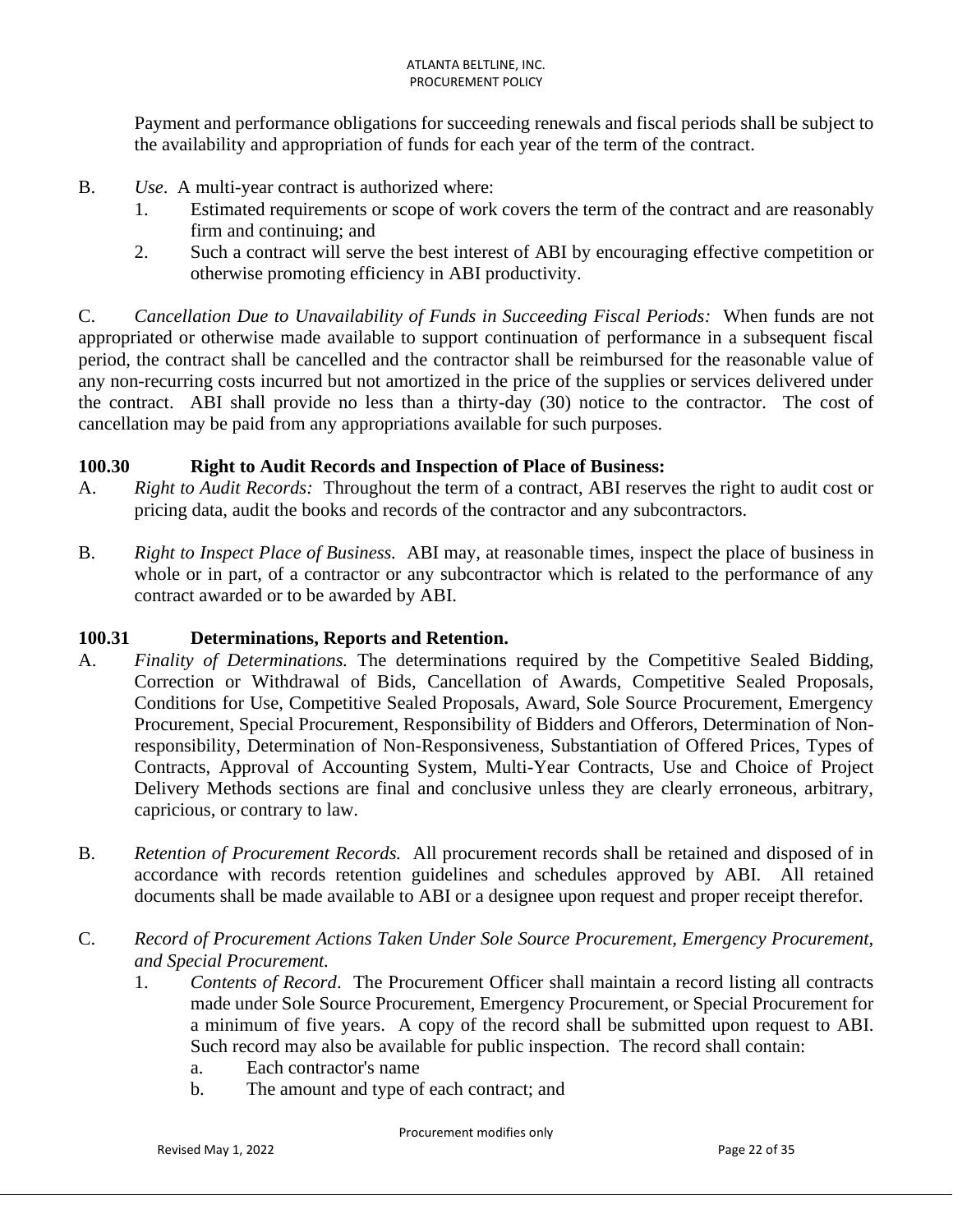Payment and performance obligations for succeeding renewals and fiscal periods shall be subject to the availability and appropriation of funds for each year of the term of the contract.

B. *Use*. A multi-year contract is authorized where:
   1. Estimated requirements or scope of work covers the term of the contract and are reasonably firm and continuing; and
   2. Such a contract will serve the best interest of ABI by encouraging effective competition or otherwise promoting efficiency in ABI productivity.

C. *Cancellation Due to Unavailability of Funds in Succeeding Fiscal Periods:* When funds are not appropriated or otherwise made available to support continuation of performance in a subsequent fiscal period, the contract shall be cancelled and the contractor shall be reimbursed for the reasonable value of any non-recurring costs incurred but not amortized in the price of the supplies or services delivered under the contract. ABI shall provide no less than a thirty-day (30) notice to the contractor. The cost of cancellation may be paid from any appropriations available for such purposes.

**100.30 Right to Audit Records and Inspection of Place of Business:**

A. *Right to Audit Records:* Throughout the term of a contract, ABI reserves the right to audit cost or pricing data, audit the books and records of the contractor and any subcontractors.

B. *Right to Inspect Place of Business.* ABI may, at reasonable times, inspect the place of business in whole or in part, of a contractor or any subcontractor which is related to the performance of any contract awarded or to be awarded by ABI.

**100.31 Determinations, Reports and Retention.**

A. *Finality of Determinations.* The determinations required by the Competitive Sealed Bidding, Correction or Withdrawal of Bids, Cancellation of Awards, Competitive Sealed Proposals, Conditions for Use, Competitive Sealed Proposals, Award, Sole Source Procurement, Emergency Procurement, Special Procurement, Responsibility of Bidders and Offerors, Determination of Non-responsibility, Determination of Non-Responsiveness, Substantiation of Offered Prices, Types of Contracts, Approval of Accounting System, Multi-Year Contracts, Use and Choice of Project Delivery Methods sections are final and conclusive unless they are clearly erroneous, arbitrary, capricious, or contrary to law.

B. *Retention of Procurement Records.* All procurement records shall be retained and disposed of in accordance with records retention guidelines and schedules approved by ABI. All retained documents shall be made available to ABI or a designee upon request and proper receipt therefor.

C. *Record of Procurement Actions Taken Under Sole Source Procurement, Emergency Procurement, and Special Procurement.*
   1. *Contents of Record*. The Procurement Officer shall maintain a record listing all contracts made under Sole Source Procurement, Emergency Procurement, or Special Procurement for a minimum of five years. A copy of the record shall be submitted upon request to ABI. Such record may also be available for public inspection. The record shall contain:
      a. Each contractor's name
      b. The amount and type of each contract; and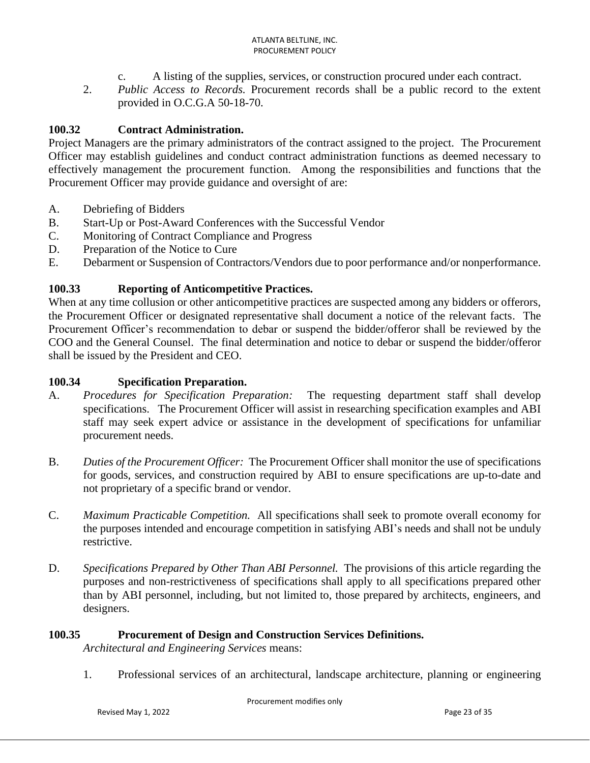c. A listing of the supplies, services, or construction procured under each contract.

2. *Public Access to Records.* Procurement records shall be a public record to the extent provided in O.C.G.A 50-18-70.

## 100.32 Contract Administration.

Project Managers are the primary administrators of the contract assigned to the project. The Procurement Officer may establish guidelines and conduct contract administration functions as deemed necessary to effectively management the procurement function. Among the responsibilities and functions that the Procurement Officer may provide guidance and oversight of are:

A. Debriefing of Bidders
B. Start-Up or Post-Award Conferences with the Successful Vendor
C. Monitoring of Contract Compliance and Progress
D. Preparation of the Notice to Cure
E. Debarment or Suspension of Contractors/Vendors due to poor performance and/or nonperformance.

## 100.33 Reporting of Anticompetitive Practices.

When at any time collusion or other anticompetitive practices are suspected among any bidders or offerors, the Procurement Officer or designated representative shall document a notice of the relevant facts. The Procurement Officer's recommendation to debar or suspend the bidder/offeror shall be reviewed by the COO and the General Counsel. The final determination and notice to debar or suspend the bidder/offeror shall be issued by the President and CEO.

## 100.34 Specification Preparation.

A. *Procedures for Specification Preparation:* The requesting department staff shall develop specifications. The Procurement Officer will assist in researching specification examples and ABI staff may seek expert advice or assistance in the development of specifications for unfamiliar procurement needs.

B. *Duties of the Procurement Officer:* The Procurement Officer shall monitor the use of specifications for goods, services, and construction required by ABI to ensure specifications are up-to-date and not proprietary of a specific brand or vendor.

C. *Maximum Practicable Competition.* All specifications shall seek to promote overall economy for the purposes intended and encourage competition in satisfying ABI's needs and shall not be unduly restrictive.

D. *Specifications Prepared by Other Than ABI Personnel.* The provisions of this article regarding the purposes and non-restrictiveness of specifications shall apply to all specifications prepared other than by ABI personnel, including, but not limited to, those prepared by architects, engineers, and designers.

## 100.35 Procurement of Design and Construction Services Definitions.

*Architectural and Engineering Services* means:

1. Professional services of an architectural, landscape architecture, planning or engineering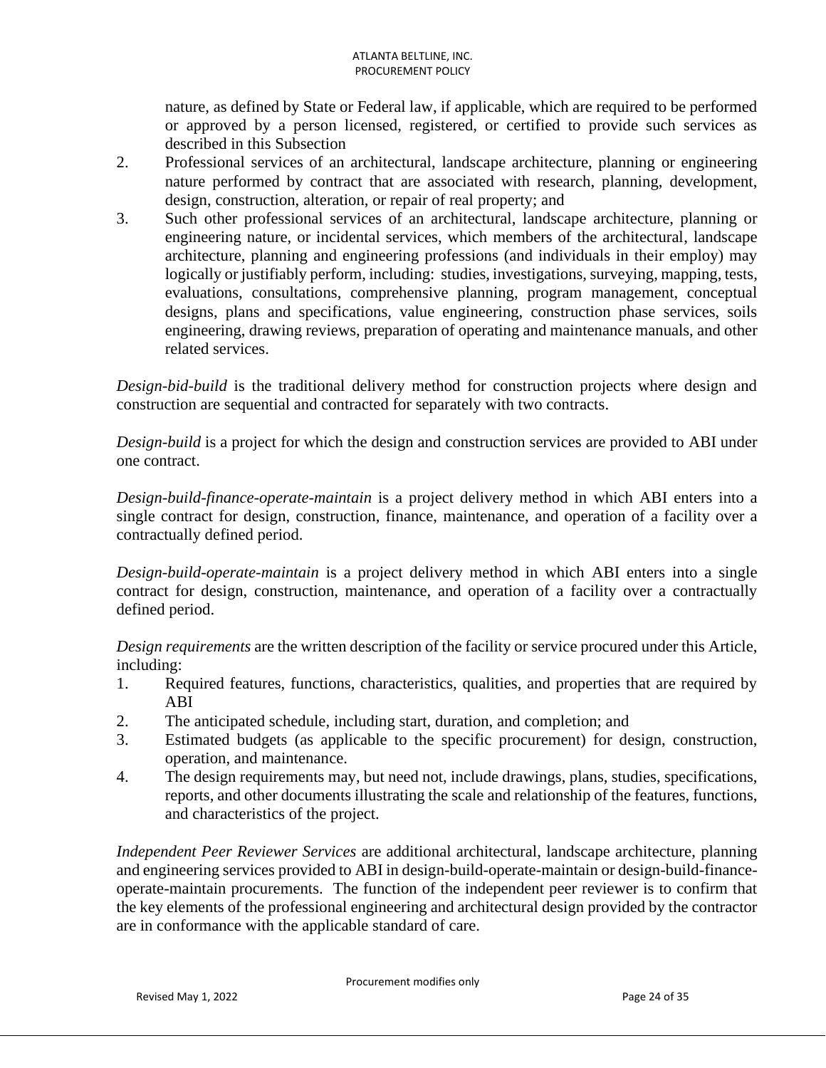nature, as defined by State or Federal law, if applicable, which are required to be performed or approved by a person licensed, registered, or certified to provide such services as described in this Subsection

2. Professional services of an architectural, landscape architecture, planning or engineering nature performed by contract that are associated with research, planning, development, design, construction, alteration, or repair of real property; and
3. Such other professional services of an architectural, landscape architecture, planning or engineering nature, or incidental services, which members of the architectural, landscape architecture, planning and engineering professions (and individuals in their employ) may logically or justifiably perform, including: studies, investigations, surveying, mapping, tests, evaluations, consultations, comprehensive planning, program management, conceptual designs, plans and specifications, value engineering, construction phase services, soils engineering, drawing reviews, preparation of operating and maintenance manuals, and other related services.

*Design-bid-build* is the traditional delivery method for construction projects where design and construction are sequential and contracted for separately with two contracts.

*Design-build* is a project for which the design and construction services are provided to ABI under one contract.

*Design-build-finance-operate-maintain* is a project delivery method in which ABI enters into a single contract for design, construction, finance, maintenance, and operation of a facility over a contractually defined period.

*Design-build-operate-maintain* is a project delivery method in which ABI enters into a single contract for design, construction, maintenance, and operation of a facility over a contractually defined period.

*Design requirements* are the written description of the facility or service procured under this Article, including:

1. Required features, functions, characteristics, qualities, and properties that are required by ABI
2. The anticipated schedule, including start, duration, and completion; and
3. Estimated budgets (as applicable to the specific procurement) for design, construction, operation, and maintenance.
4. The design requirements may, but need not, include drawings, plans, studies, specifications, reports, and other documents illustrating the scale and relationship of the features, functions, and characteristics of the project.

*Independent Peer Reviewer Services* are additional architectural, landscape architecture, planning and engineering services provided to ABI in design-build-operate-maintain or design-build-finance-operate-maintain procurements. The function of the independent peer reviewer is to confirm that the key elements of the professional engineering and architectural design provided by the contractor are in conformance with the applicable standard of care.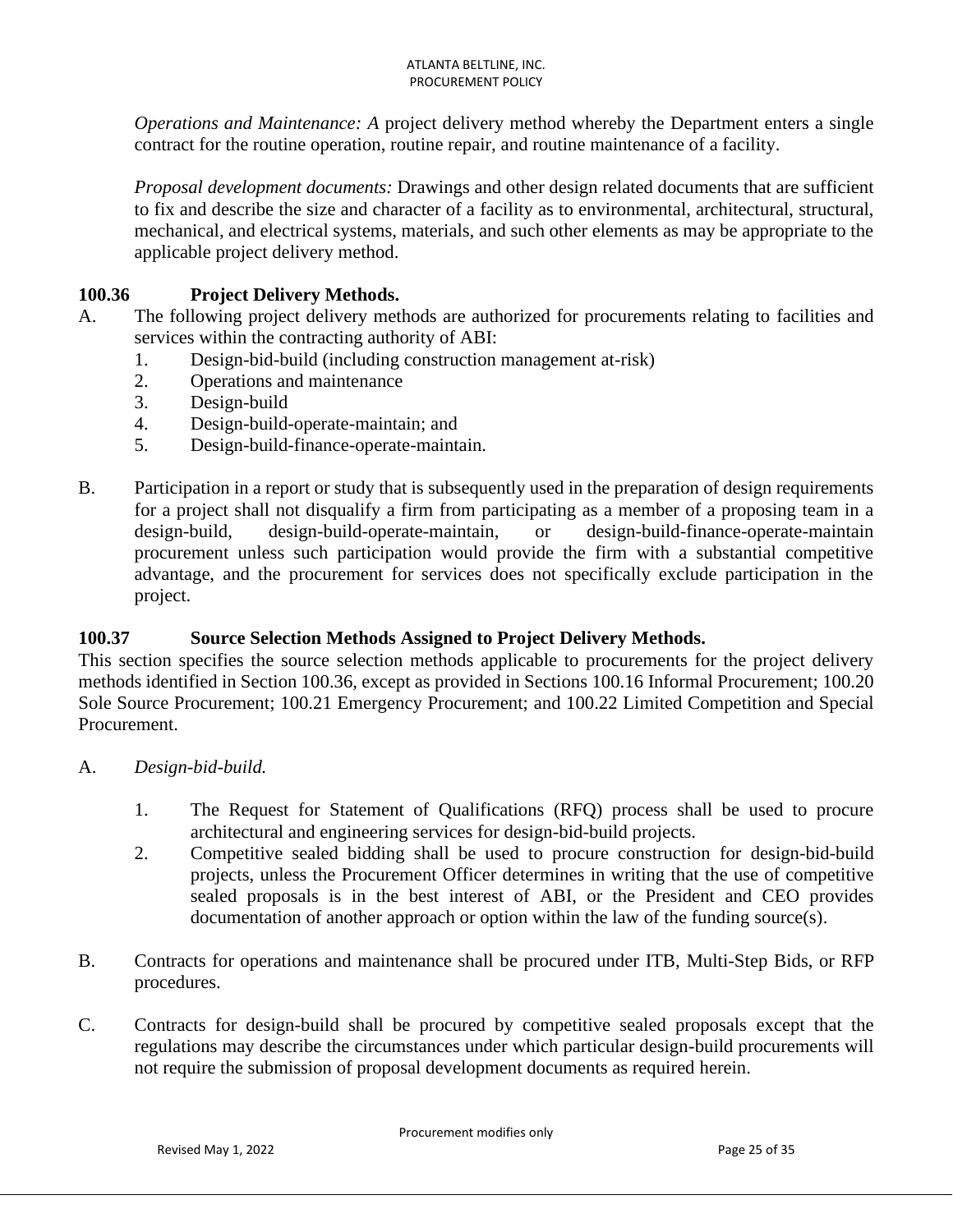*Operations and Maintenance: A* project delivery method whereby the Department enters a single contract for the routine operation, routine repair, and routine maintenance of a facility.

*Proposal development documents:* Drawings and other design related documents that are sufficient to fix and describe the size and character of a facility as to environmental, architectural, structural, mechanical, and electrical systems, materials, and such other elements as may be appropriate to the applicable project delivery method.

### 100.36 Project Delivery Methods.

A. The following project delivery methods are authorized for procurements relating to facilities and services within the contracting authority of ABI:

1. Design-bid-build (including construction management at-risk)
2. Operations and maintenance
3. Design-build
4. Design-build-operate-maintain; and
5. Design-build-finance-operate-maintain.

B. Participation in a report or study that is subsequently used in the preparation of design requirements for a project shall not disqualify a firm from participating as a member of a proposing team in a design-build, design-build-operate-maintain, or design-build-finance-operate-maintain procurement unless such participation would provide the firm with a substantial competitive advantage, and the procurement for services does not specifically exclude participation in the project.

### 100.37 Source Selection Methods Assigned to Project Delivery Methods.

This section specifies the source selection methods applicable to procurements for the project delivery methods identified in Section 100.36, except as provided in Sections 100.16 Informal Procurement; 100.20 Sole Source Procurement; 100.21 Emergency Procurement; and 100.22 Limited Competition and Special Procurement.

A. *Design-bid-build.*

1. The Request for Statement of Qualifications (RFQ) process shall be used to procure architectural and engineering services for design-bid-build projects.
2. Competitive sealed bidding shall be used to procure construction for design-bid-build projects, unless the Procurement Officer determines in writing that the use of competitive sealed proposals is in the best interest of ABI, or the President and CEO provides documentation of another approach or option within the law of the funding source(s).

B. Contracts for operations and maintenance shall be procured under ITB, Multi-Step Bids, or RFP procedures.

C. Contracts for design-build shall be procured by competitive sealed proposals except that the regulations may describe the circumstances under which particular design-build procurements will not require the submission of proposal development documents as required herein.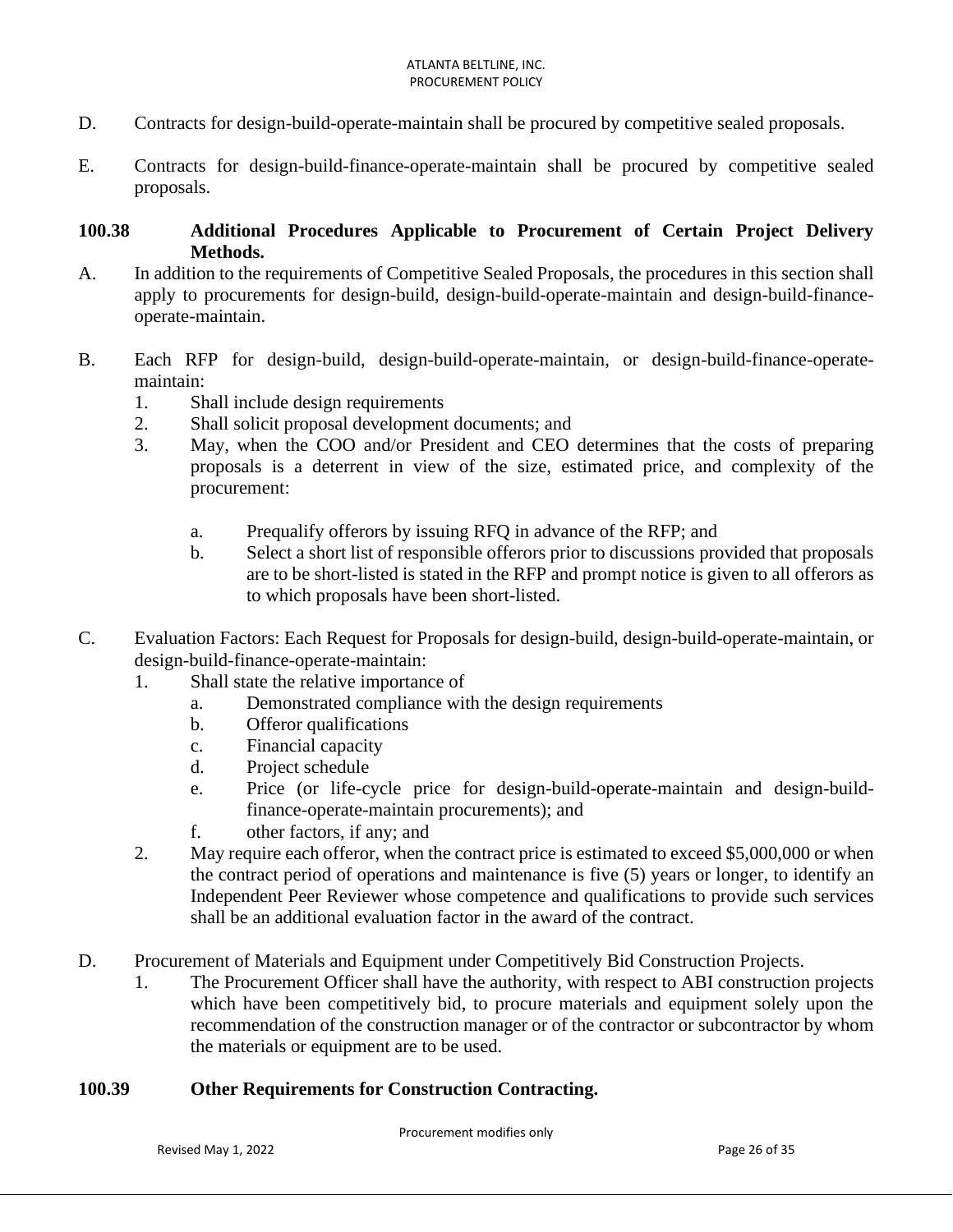D. Contracts for design-build-operate-maintain shall be procured by competitive sealed proposals.

E. Contracts for design-build-finance-operate-maintain shall be procured by competitive sealed proposals.

**100.38 Additional Procedures Applicable to Procurement of Certain Project Delivery Methods.**

A. In addition to the requirements of Competitive Sealed Proposals, the procedures in this section shall apply to procurements for design-build, design-build-operate-maintain and design-build-finance-operate-maintain.

B. Each RFP for design-build, design-build-operate-maintain, or design-build-finance-operate-maintain:
   1. Shall include design requirements
   2. Shall solicit proposal development documents; and
   3. May, when the COO and/or President and CEO determines that the costs of preparing proposals is a deterrent in view of the size, estimated price, and complexity of the procurement:

      a. Prequalify offerors by issuing RFQ in advance of the RFP; and
      b. Select a short list of responsible offerors prior to discussions provided that proposals are to be short-listed is stated in the RFP and prompt notice is given to all offerors as to which proposals have been short-listed.

C. Evaluation Factors: Each Request for Proposals for design-build, design-build-operate-maintain, or design-build-finance-operate-maintain:
   1. Shall state the relative importance of
      a. Demonstrated compliance with the design requirements
      b. Offeror qualifications
      c. Financial capacity
      d. Project schedule
      e. Price (or life-cycle price for design-build-operate-maintain and design-build-finance-operate-maintain procurements); and
      f. other factors, if any; and
   2. May require each offeror, when the contract price is estimated to exceed $5,000,000 or when the contract period of operations and maintenance is five (5) years or longer, to identify an Independent Peer Reviewer whose competence and qualifications to provide such services shall be an additional evaluation factor in the award of the contract.

D. Procurement of Materials and Equipment under Competitively Bid Construction Projects.
   1. The Procurement Officer shall have the authority, with respect to ABI construction projects which have been competitively bid, to procure materials and equipment solely upon the recommendation of the construction manager or of the contractor or subcontractor by whom the materials or equipment are to be used.

**100.39 Other Requirements for Construction Contracting.**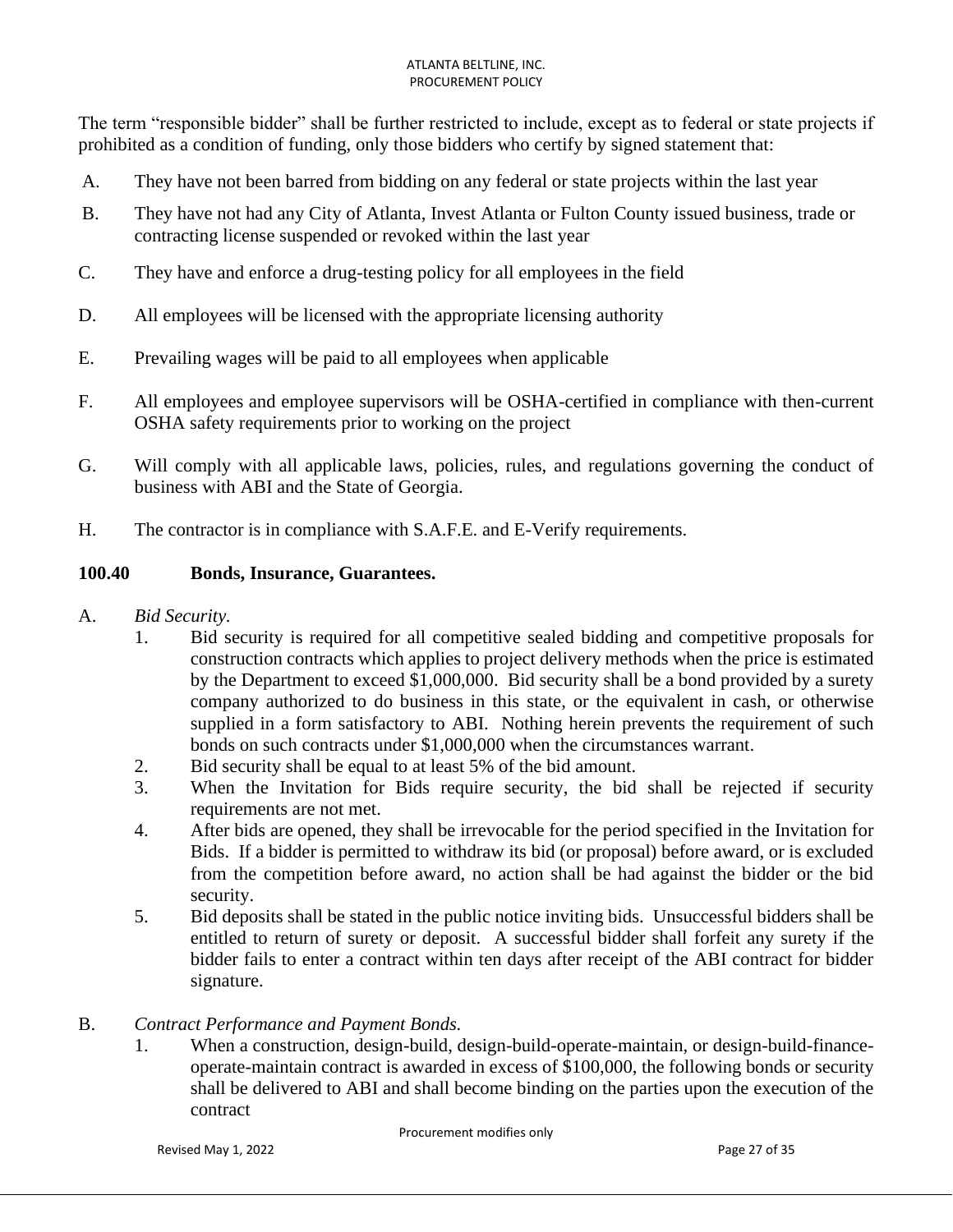The term "responsible bidder" shall be further restricted to include, except as to federal or state projects if prohibited as a condition of funding, only those bidders who certify by signed statement that:

A. They have not been barred from bidding on any federal or state projects within the last year

B. They have not had any City of Atlanta, Invest Atlanta or Fulton County issued business, trade or contracting license suspended or revoked within the last year

C. They have and enforce a drug-testing policy for all employees in the field

D. All employees will be licensed with the appropriate licensing authority

E. Prevailing wages will be paid to all employees when applicable

F. All employees and employee supervisors will be OSHA-certified in compliance with then-current OSHA safety requirements prior to working on the project

G. Will comply with all applicable laws, policies, rules, and regulations governing the conduct of business with ABI and the State of Georgia.

H. The contractor is in compliance with S.A.F.E. and E-Verify requirements.

**100.40 Bonds, Insurance, Guarantees.**

A. *Bid Security.*

1. Bid security is required for all competitive sealed bidding and competitive proposals for construction contracts which applies to project delivery methods when the price is estimated by the Department to exceed $1,000,000. Bid security shall be a bond provided by a surety company authorized to do business in this state, or the equivalent in cash, or otherwise supplied in a form satisfactory to ABI. Nothing herein prevents the requirement of such bonds on such contracts under $1,000,000 when the circumstances warrant.
2. Bid security shall be equal to at least 5% of the bid amount.
3. When the Invitation for Bids require security, the bid shall be rejected if security requirements are not met.
4. After bids are opened, they shall be irrevocable for the period specified in the Invitation for Bids. If a bidder is permitted to withdraw its bid (or proposal) before award, or is excluded from the competition before award, no action shall be had against the bidder or the bid security.
5. Bid deposits shall be stated in the public notice inviting bids. Unsuccessful bidders shall be entitled to return of surety or deposit. A successful bidder shall forfeit any surety if the bidder fails to enter a contract within ten days after receipt of the ABI contract for bidder signature.

B. *Contract Performance and Payment Bonds.*

1. When a construction, design-build, design-build-operate-maintain, or design-build-finance-operate-maintain contract is awarded in excess of $100,000, the following bonds or security shall be delivered to ABI and shall become binding on the parties upon the execution of the contract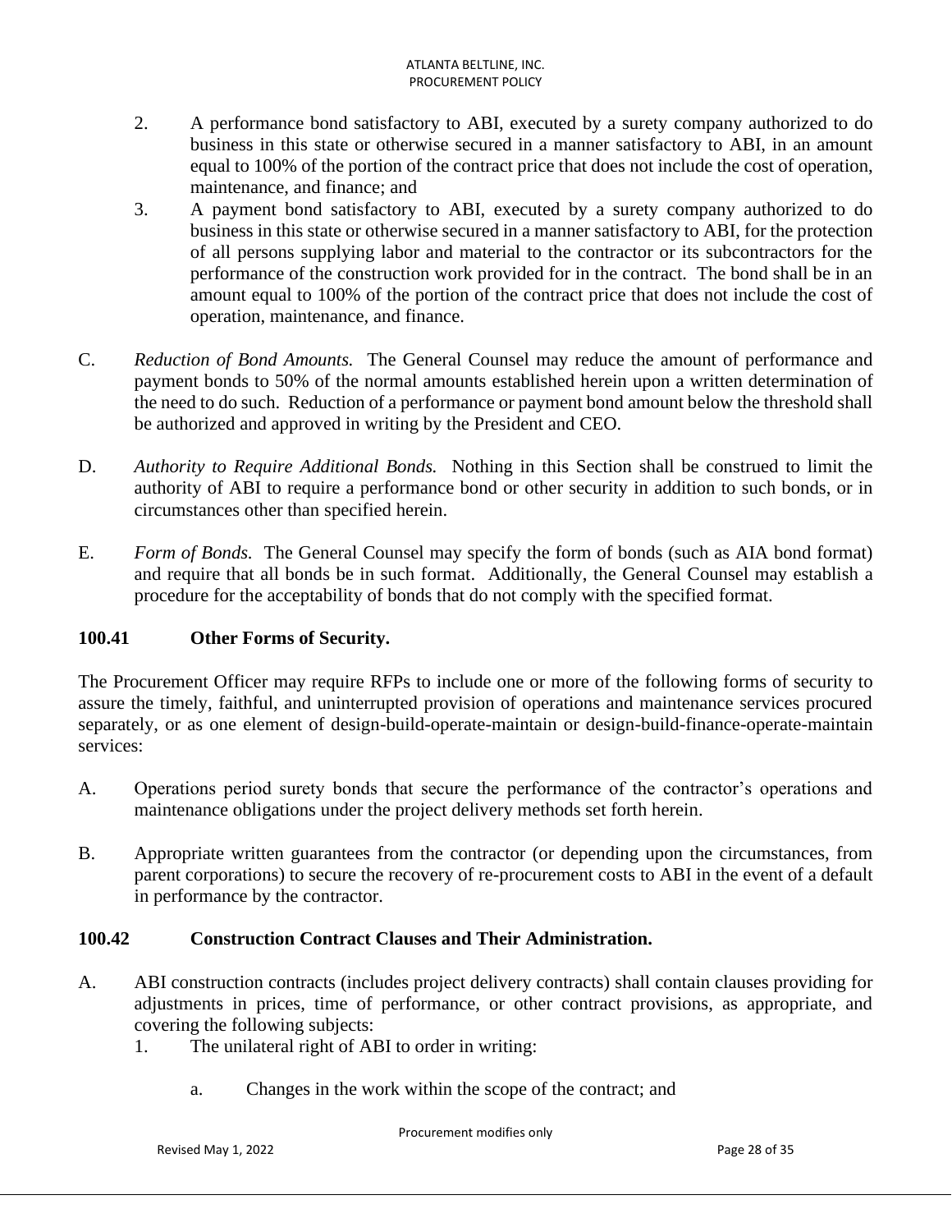2. A performance bond satisfactory to ABI, executed by a surety company authorized to do business in this state or otherwise secured in a manner satisfactory to ABI, in an amount equal to 100% of the portion of the contract price that does not include the cost of operation, maintenance, and finance; and
3. A payment bond satisfactory to ABI, executed by a surety company authorized to do business in this state or otherwise secured in a manner satisfactory to ABI, for the protection of all persons supplying labor and material to the contractor or its subcontractors for the performance of the construction work provided for in the contract. The bond shall be in an amount equal to 100% of the portion of the contract price that does not include the cost of operation, maintenance, and finance.

C. *Reduction of Bond Amounts.* The General Counsel may reduce the amount of performance and payment bonds to 50% of the normal amounts established herein upon a written determination of the need to do such. Reduction of a performance or payment bond amount below the threshold shall be authorized and approved in writing by the President and CEO.

D. *Authority to Require Additional Bonds.* Nothing in this Section shall be construed to limit the authority of ABI to require a performance bond or other security in addition to such bonds, or in circumstances other than specified herein.

E. *Form of Bonds.* The General Counsel may specify the form of bonds (such as AIA bond format) and require that all bonds be in such format. Additionally, the General Counsel may establish a procedure for the acceptability of bonds that do not comply with the specified format.

### 100.41 Other Forms of Security.

The Procurement Officer may require RFPs to include one or more of the following forms of security to assure the timely, faithful, and uninterrupted provision of operations and maintenance services procured separately, or as one element of design-build-operate-maintain or design-build-finance-operate-maintain services:

A. Operations period surety bonds that secure the performance of the contractor's operations and maintenance obligations under the project delivery methods set forth herein.

B. Appropriate written guarantees from the contractor (or depending upon the circumstances, from parent corporations) to secure the recovery of re-procurement costs to ABI in the event of a default in performance by the contractor.

### 100.42 Construction Contract Clauses and Their Administration.

A. ABI construction contracts (includes project delivery contracts) shall contain clauses providing for adjustments in prices, time of performance, or other contract provisions, as appropriate, and covering the following subjects:
   1. The unilateral right of ABI to order in writing:
      a. Changes in the work within the scope of the contract; and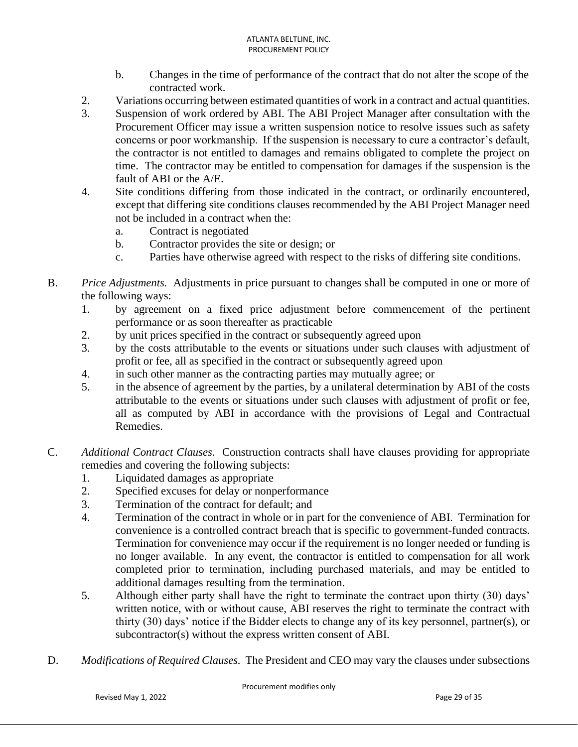b. Changes in the time of performance of the contract that do not alter the scope of the contracted work.
2. Variations occurring between estimated quantities of work in a contract and actual quantities.
3. Suspension of work ordered by ABI. The ABI Project Manager after consultation with the Procurement Officer may issue a written suspension notice to resolve issues such as safety concerns or poor workmanship. If the suspension is necessary to cure a contractor's default, the contractor is not entitled to damages and remains obligated to complete the project on time. The contractor may be entitled to compensation for damages if the suspension is the fault of ABI or the A/E.
4. Site conditions differing from those indicated in the contract, or ordinarily encountered, except that differing site conditions clauses recommended by the ABI Project Manager need not be included in a contract when the:
   a. Contract is negotiated
   b. Contractor provides the site or design; or
   c. Parties have otherwise agreed with respect to the risks of differing site conditions.

B. *Price Adjustments.* Adjustments in price pursuant to changes shall be computed in one or more of the following ways:
1. by agreement on a fixed price adjustment before commencement of the pertinent performance or as soon thereafter as practicable
2. by unit prices specified in the contract or subsequently agreed upon
3. by the costs attributable to the events or situations under such clauses with adjustment of profit or fee, all as specified in the contract or subsequently agreed upon
4. in such other manner as the contracting parties may mutually agree; or
5. in the absence of agreement by the parties, by a unilateral determination by ABI of the costs attributable to the events or situations under such clauses with adjustment of profit or fee, all as computed by ABI in accordance with the provisions of Legal and Contractual Remedies.

C. *Additional Contract Clauses.* Construction contracts shall have clauses providing for appropriate remedies and covering the following subjects:
1. Liquidated damages as appropriate
2. Specified excuses for delay or nonperformance
3. Termination of the contract for default; and
4. Termination of the contract in whole or in part for the convenience of ABI. Termination for convenience is a controlled contract breach that is specific to government-funded contracts. Termination for convenience may occur if the requirement is no longer needed or funding is no longer available. In any event, the contractor is entitled to compensation for all work completed prior to termination, including purchased materials, and may be entitled to additional damages resulting from the termination.
5. Although either party shall have the right to terminate the contract upon thirty (30) days' written notice, with or without cause, ABI reserves the right to terminate the contract with thirty (30) days' notice if the Bidder elects to change any of its key personnel, partner(s), or subcontractor(s) without the express written consent of ABI.

D. *Modifications of Required Clauses.* The President and CEO may vary the clauses under subsections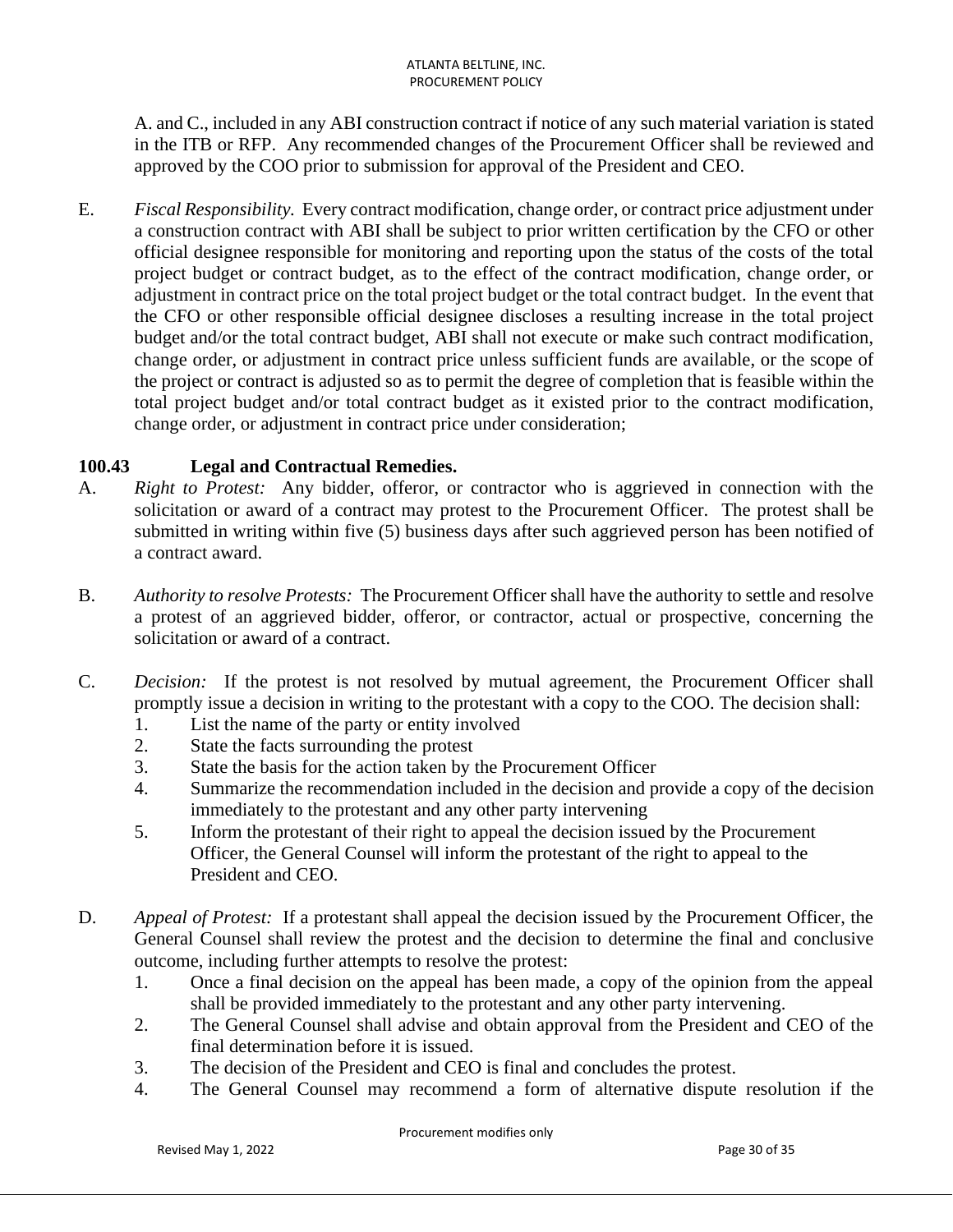A. and C., included in any ABI construction contract if notice of any such material variation is stated in the ITB or RFP. Any recommended changes of the Procurement Officer shall be reviewed and approved by the COO prior to submission for approval of the President and CEO.

E. *Fiscal Responsibility.* Every contract modification, change order, or contract price adjustment under a construction contract with ABI shall be subject to prior written certification by the CFO or other official designee responsible for monitoring and reporting upon the status of the costs of the total project budget or contract budget, as to the effect of the contract modification, change order, or adjustment in contract price on the total project budget or the total contract budget. In the event that the CFO or other responsible official designee discloses a resulting increase in the total project budget and/or the total contract budget, ABI shall not execute or make such contract modification, change order, or adjustment in contract price unless sufficient funds are available, or the scope of the project or contract is adjusted so as to permit the degree of completion that is feasible within the total project budget and/or total contract budget as it existed prior to the contract modification, change order, or adjustment in contract price under consideration;

## 100.43 Legal and Contractual Remedies.

A. *Right to Protest:* Any bidder, offeror, or contractor who is aggrieved in connection with the solicitation or award of a contract may protest to the Procurement Officer. The protest shall be submitted in writing within five (5) business days after such aggrieved person has been notified of a contract award.

B. *Authority to resolve Protests:* The Procurement Officer shall have the authority to settle and resolve a protest of an aggrieved bidder, offeror, or contractor, actual or prospective, concerning the solicitation or award of a contract.

C. *Decision:* If the protest is not resolved by mutual agreement, the Procurement Officer shall promptly issue a decision in writing to the protestant with a copy to the COO. The decision shall:

1. List the name of the party or entity involved
2. State the facts surrounding the protest
3. State the basis for the action taken by the Procurement Officer
4. Summarize the recommendation included in the decision and provide a copy of the decision immediately to the protestant and any other party intervening
5. Inform the protestant of their right to appeal the decision issued by the Procurement Officer, the General Counsel will inform the protestant of the right to appeal to the President and CEO.

D. *Appeal of Protest:* If a protestant shall appeal the decision issued by the Procurement Officer, the General Counsel shall review the protest and the decision to determine the final and conclusive outcome, including further attempts to resolve the protest:

1. Once a final decision on the appeal has been made, a copy of the opinion from the appeal shall be provided immediately to the protestant and any other party intervening.
2. The General Counsel shall advise and obtain approval from the President and CEO of the final determination before it is issued.
3. The decision of the President and CEO is final and concludes the protest.
4. The General Counsel may recommend a form of alternative dispute resolution if the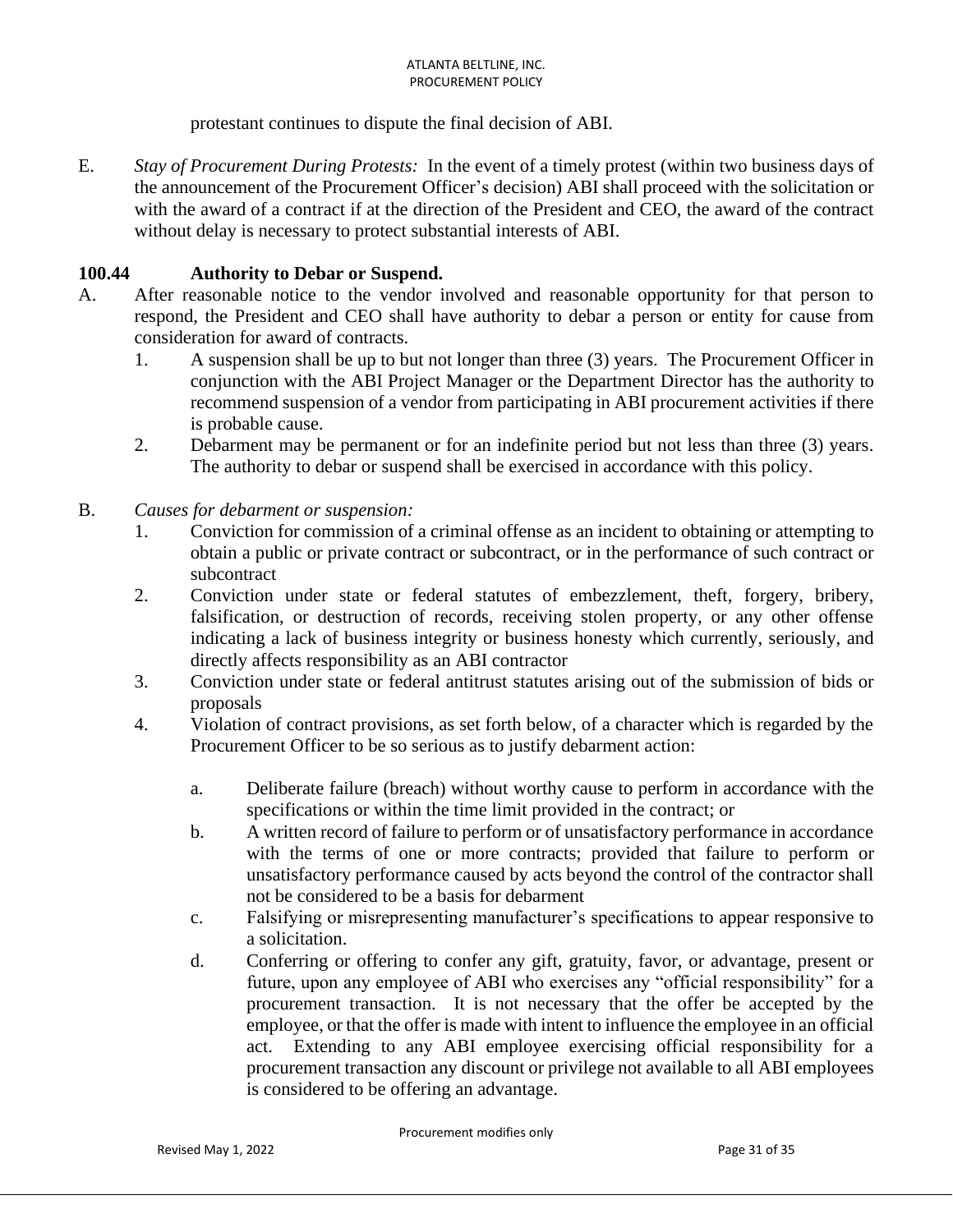protestant continues to dispute the final decision of ABI.

E. *Stay of Procurement During Protests:* In the event of a timely protest (within two business days of the announcement of the Procurement Officer's decision) ABI shall proceed with the solicitation or with the award of a contract if at the direction of the President and CEO, the award of the contract without delay is necessary to protect substantial interests of ABI.

### 100.44 Authority to Debar or Suspend.

A. After reasonable notice to the vendor involved and reasonable opportunity for that person to respond, the President and CEO shall have authority to debar a person or entity for cause from consideration for award of contracts.

1. A suspension shall be up to but not longer than three (3) years. The Procurement Officer in conjunction with the ABI Project Manager or the Department Director has the authority to recommend suspension of a vendor from participating in ABI procurement activities if there is probable cause.
2. Debarment may be permanent or for an indefinite period but not less than three (3) years. The authority to debar or suspend shall be exercised in accordance with this policy.

B. *Causes for debarment or suspension:*

1. Conviction for commission of a criminal offense as an incident to obtaining or attempting to obtain a public or private contract or subcontract, or in the performance of such contract or subcontract
2. Conviction under state or federal statutes of embezzlement, theft, forgery, bribery, falsification, or destruction of records, receiving stolen property, or any other offense indicating a lack of business integrity or business honesty which currently, seriously, and directly affects responsibility as an ABI contractor
3. Conviction under state or federal antitrust statutes arising out of the submission of bids or proposals
4. Violation of contract provisions, as set forth below, of a character which is regarded by the Procurement Officer to be so serious as to justify debarment action:

    a. Deliberate failure (breach) without worthy cause to perform in accordance with the specifications or within the time limit provided in the contract; or
    b. A written record of failure to perform or of unsatisfactory performance in accordance with the terms of one or more contracts; provided that failure to perform or unsatisfactory performance caused by acts beyond the control of the contractor shall not be considered to be a basis for debarment
    c. Falsifying or misrepresenting manufacturer's specifications to appear responsive to a solicitation.
    d. Conferring or offering to confer any gift, gratuity, favor, or advantage, present or future, upon any employee of ABI who exercises any "official responsibility" for a procurement transaction. It is not necessary that the offer be accepted by the employee, or that the offer is made with intent to influence the employee in an official act. Extending to any ABI employee exercising official responsibility for a procurement transaction any discount or privilege not available to all ABI employees is considered to be offering an advantage.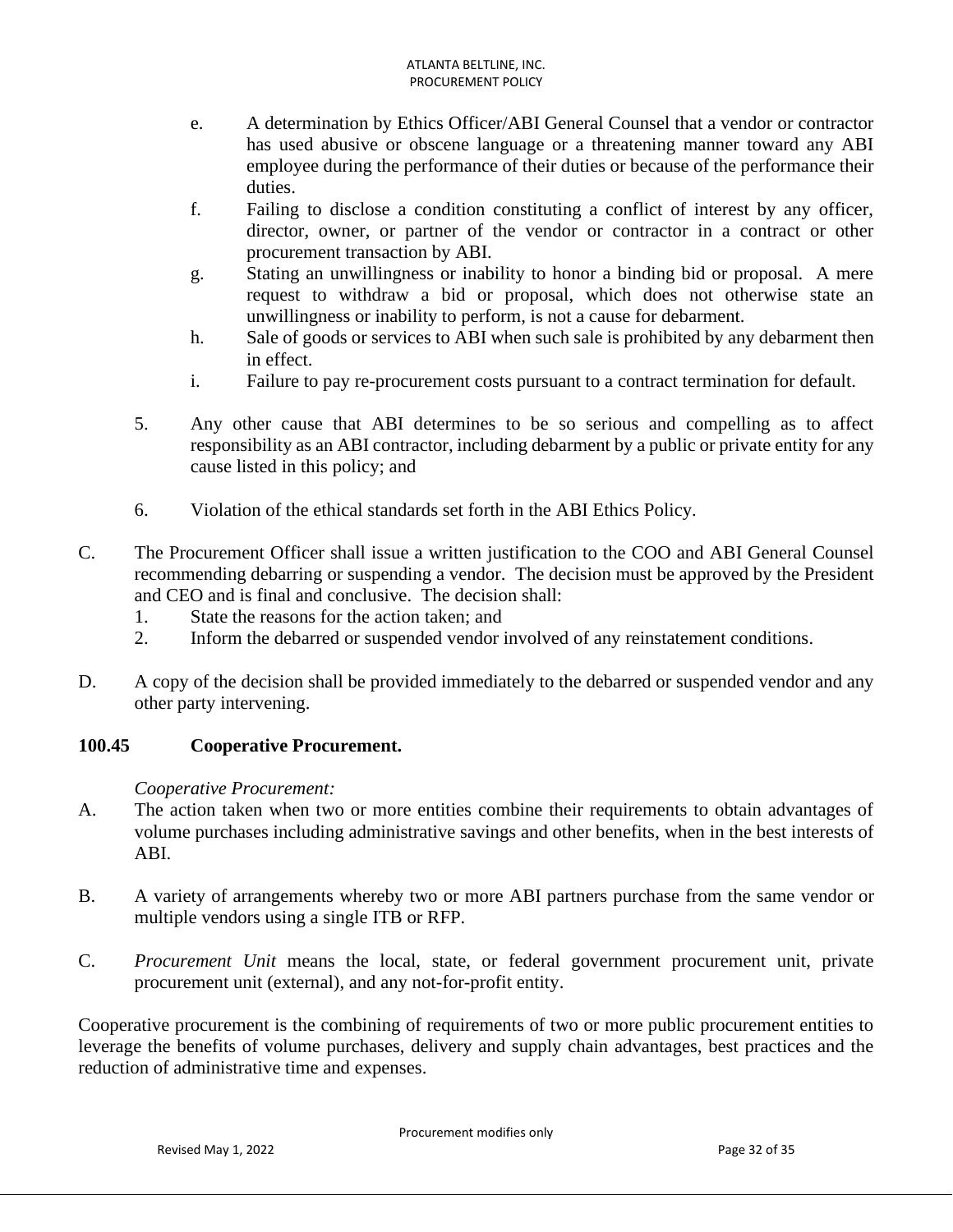e. A determination by Ethics Officer/ABI General Counsel that a vendor or contractor has used abusive or obscene language or a threatening manner toward any ABI employee during the performance of their duties or because of the performance their duties.

f. Failing to disclose a condition constituting a conflict of interest by any officer, director, owner, or partner of the vendor or contractor in a contract or other procurement transaction by ABI.

g. Stating an unwillingness or inability to honor a binding bid or proposal. A mere request to withdraw a bid or proposal, which does not otherwise state an unwillingness or inability to perform, is not a cause for debarment.

h. Sale of goods or services to ABI when such sale is prohibited by any debarment then in effect.

i. Failure to pay re-procurement costs pursuant to a contract termination for default.

5. Any other cause that ABI determines to be so serious and compelling as to affect responsibility as an ABI contractor, including debarment by a public or private entity for any cause listed in this policy; and

6. Violation of the ethical standards set forth in the ABI Ethics Policy.

C. The Procurement Officer shall issue a written justification to the COO and ABI General Counsel recommending debarring or suspending a vendor. The decision must be approved by the President and CEO and is final and conclusive. The decision shall:
   1. State the reasons for the action taken; and
   2. Inform the debarred or suspended vendor involved of any reinstatement conditions.

D. A copy of the decision shall be provided immediately to the debarred or suspended vendor and any other party intervening.

### 100.45 Cooperative Procurement.

*Cooperative Procurement:*

A. The action taken when two or more entities combine their requirements to obtain advantages of volume purchases including administrative savings and other benefits, when in the best interests of ABI.

B. A variety of arrangements whereby two or more ABI partners purchase from the same vendor or multiple vendors using a single ITB or RFP.

C. *Procurement Unit* means the local, state, or federal government procurement unit, private procurement unit (external), and any not-for-profit entity.

Cooperative procurement is the combining of requirements of two or more public procurement entities to leverage the benefits of volume purchases, delivery and supply chain advantages, best practices and the reduction of administrative time and expenses.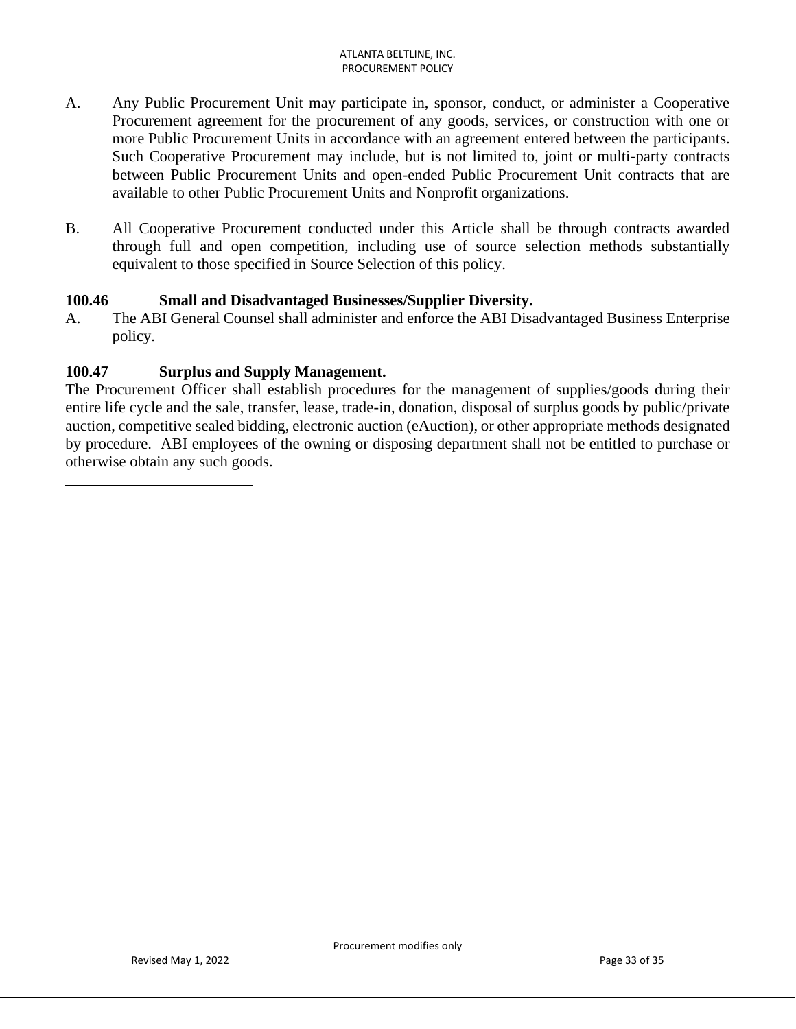A. Any Public Procurement Unit may participate in, sponsor, conduct, or administer a Cooperative Procurement agreement for the procurement of any goods, services, or construction with one or more Public Procurement Units in accordance with an agreement entered between the participants. Such Cooperative Procurement may include, but is not limited to, joint or multi-party contracts between Public Procurement Units and open-ended Public Procurement Unit contracts that are available to other Public Procurement Units and Nonprofit organizations.

B. All Cooperative Procurement conducted under this Article shall be through contracts awarded through full and open competition, including use of source selection methods substantially equivalent to those specified in Source Selection of this policy.

### 100.46 Small and Disadvantaged Businesses/Supplier Diversity.

A. The ABI General Counsel shall administer and enforce the ABI Disadvantaged Business Enterprise policy.

### 100.47 Surplus and Supply Management.

The Procurement Officer shall establish procedures for the management of supplies/goods during their entire life cycle and the sale, transfer, lease, trade-in, donation, disposal of surplus goods by public/private auction, competitive sealed bidding, electronic auction (eAuction), or other appropriate methods designated by procedure. ABI employees of the owning or disposing department shall not be entitled to purchase or otherwise obtain any such goods.

---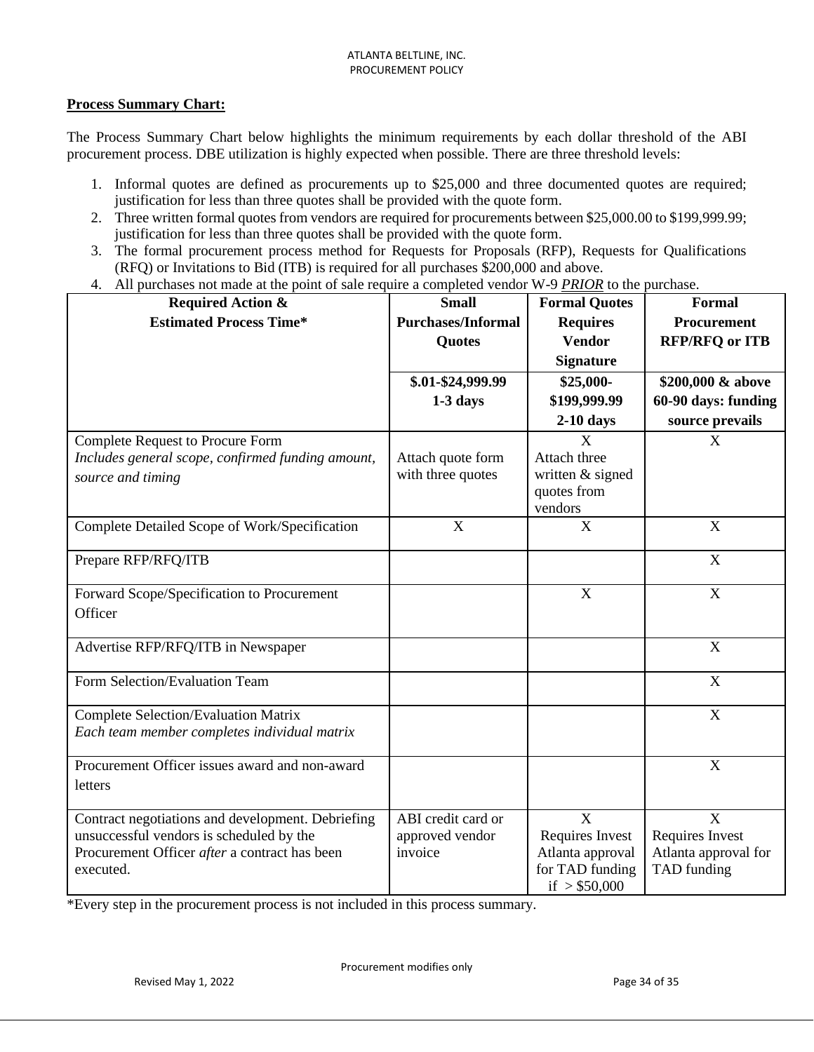**Process Summary Chart:**

The Process Summary Chart below highlights the minimum requirements by each dollar threshold of the ABI procurement process. DBE utilization is highly expected when possible. There are three threshold levels:

1. Informal quotes are defined as procurements up to $25,000 and three documented quotes are required; justification for less than three quotes shall be provided with the quote form.
2. Three written formal quotes from vendors are required for procurements between $25,000.00 to $199,999.99; justification for less than three quotes shall be provided with the quote form.
3. The formal procurement process method for Requests for Proposals (RFP), Requests for Qualifications (RFQ) or Invitations to Bid (ITB) is required for all purchases $200,000 and above.
4. All purchases not made at the point of sale require a completed vendor W-9 ***PRIOR*** to the purchase.

| **Required Action & Estimated Process Time*** | **Small Purchases/Informal Quotes** | **Formal Quotes Requires Vendor Signature** | **Formal Procurement RFP/RFQ or ITB** |
|---|---|---|---|
| | **$.01-$24,999.99 1-3 days** | **$25,000-$199,999.99 2-10 days** | **$200,000 & above 60-90 days: funding source prevails** |
| Complete Request to Procure Form *Includes general scope, confirmed funding amount, source and timing* | Attach quote form with three quotes | X Attach three written & signed quotes from vendors | X |
| Complete Detailed Scope of Work/Specification | X | X | X |
| Prepare RFP/RFQ/ITB | | | X |
| Forward Scope/Specification to Procurement Officer | | X | X |
| Advertise RFP/RFQ/ITB in Newspaper | | | X |
| Form Selection/Evaluation Team | | | X |
| Complete Selection/Evaluation Matrix *Each team member completes individual matrix* | | | X |
| Procurement Officer issues award and non-award letters | | | X |
| Contract negotiations and development. Debriefing unsuccessful vendors is scheduled by the Procurement Officer *after* a contract has been executed. | ABI credit card or approved vendor invoice | X Requires Invest Atlanta approval for TAD funding if > $50,000 | X Requires Invest Atlanta approval for TAD funding |

*Every step in the procurement process is not included in this process summary.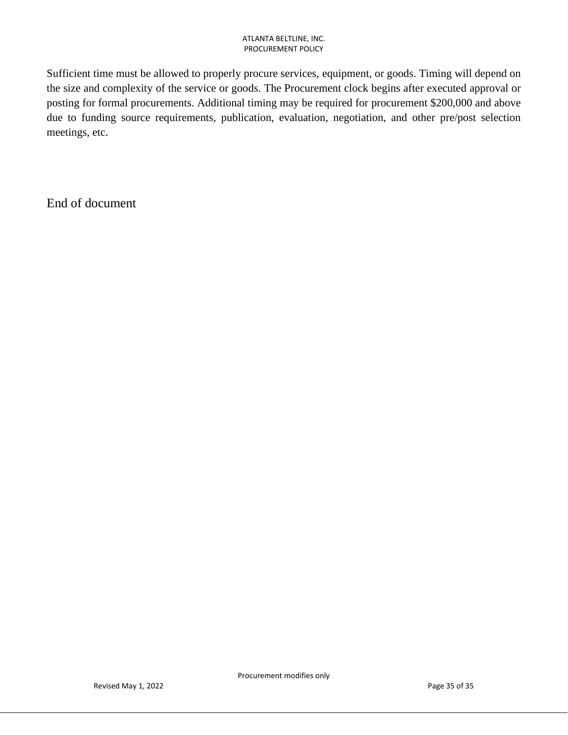Sufficient time must be allowed to properly procure services, equipment, or goods. Timing will depend on the size and complexity of the service or goods. The Procurement clock begins after executed approval or posting for formal procurements. Additional timing may be required for procurement $200,000 and above due to funding source requirements, publication, evaluation, negotiation, and other pre/post selection meetings, etc.

End of document